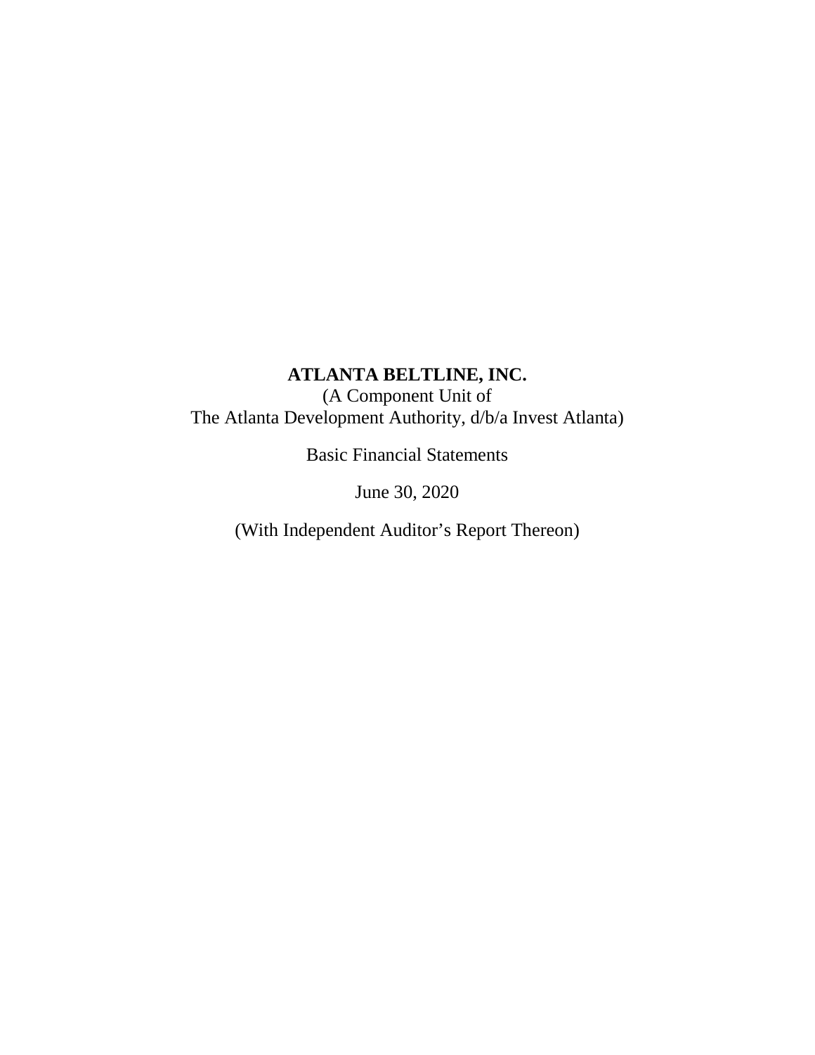# ATLANTA BELTLINE, INC.

(A Component Unit of
The Atlanta Development Authority, d/b/a Invest Atlanta)

Basic Financial Statements

June 30, 2020

(With Independent Auditor's Report Thereon)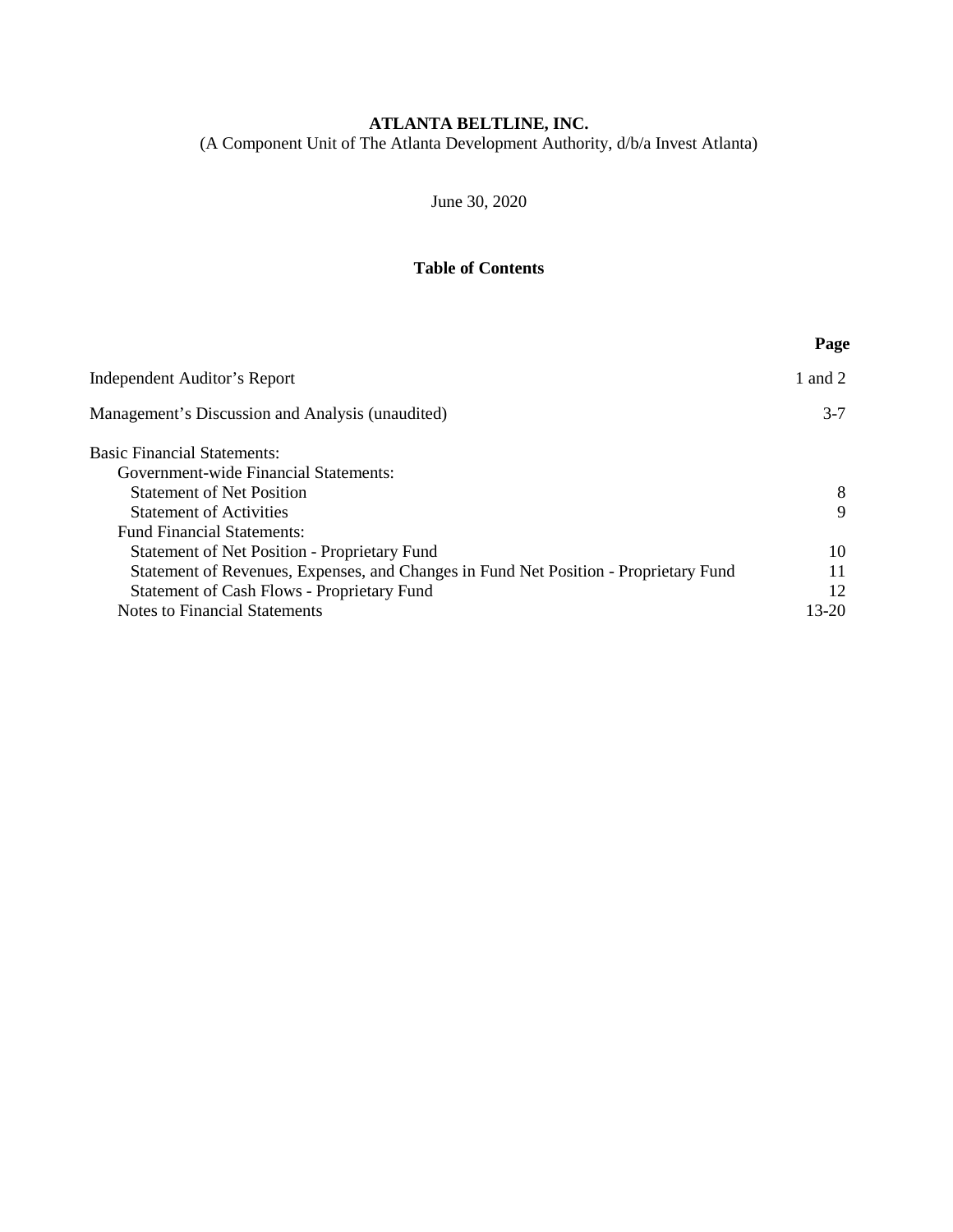**ATLANTA BELTLINE, INC.**
(A Component Unit of The Atlanta Development Authority, d/b/a Invest Atlanta)

June 30, 2020

**Table of Contents**

| | **Page** |
|---|---|
| Independent Auditor's Report | 1 and 2 |
| Management's Discussion and Analysis (unaudited) | 3-7 |
| Basic Financial Statements: | |
| Government-wide Financial Statements: | |
| Statement of Net Position | 8 |
| Statement of Activities | 9 |
| Fund Financial Statements: | |
| Statement of Net Position - Proprietary Fund | 10 |
| Statement of Revenues, Expenses, and Changes in Fund Net Position - Proprietary Fund | 11 |
| Statement of Cash Flows - Proprietary Fund | 12 |
| Notes to Financial Statements | 13-20 |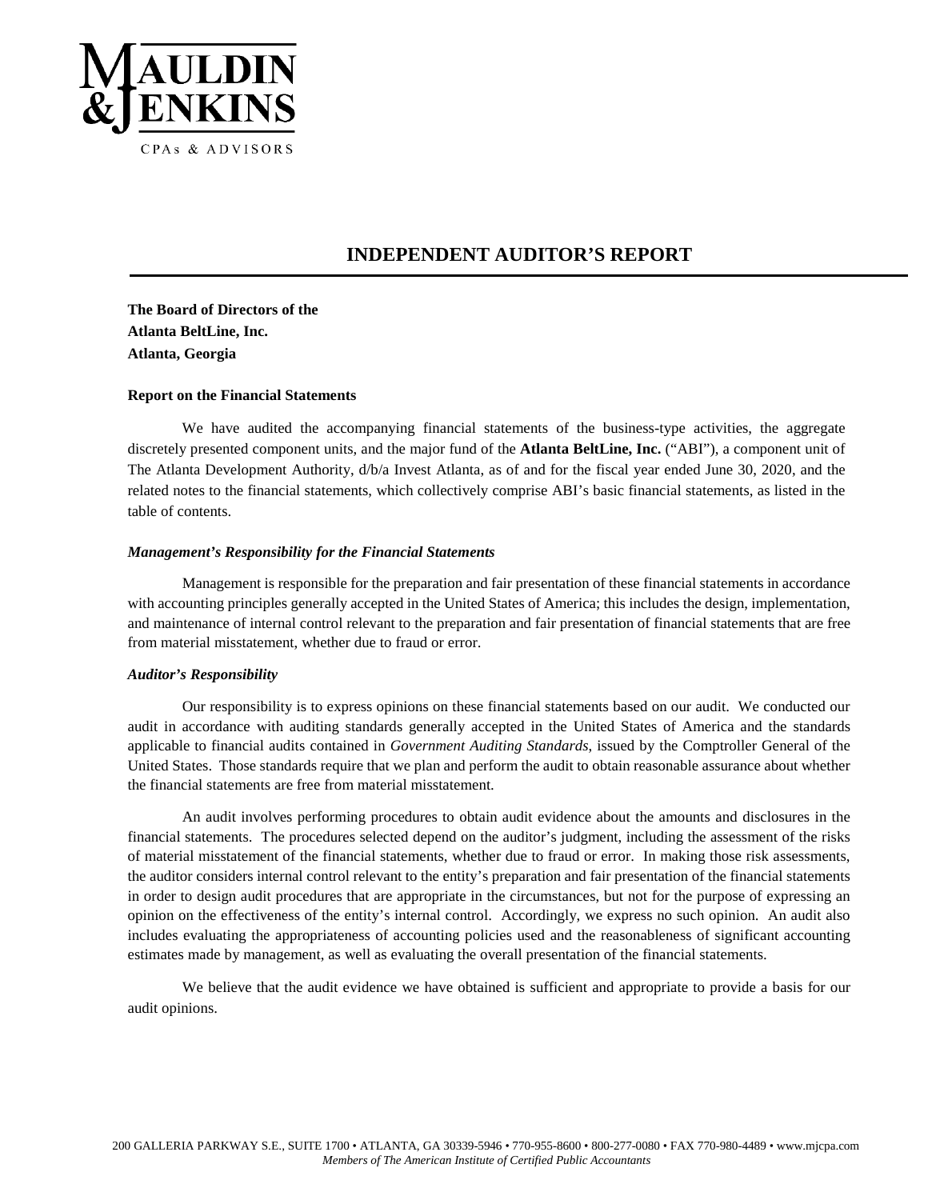MAULDIN & JENKINS

CPAs & ADVISORS

# INDEPENDENT AUDITOR'S REPORT

**The Board of Directors of the**
**Atlanta BeltLine, Inc.**
**Atlanta, Georgia**

**Report on the Financial Statements**

We have audited the accompanying financial statements of the business-type activities, the aggregate discretely presented component units, and the major fund of the **Atlanta BeltLine, Inc.** ("ABI"), a component unit of The Atlanta Development Authority, d/b/a Invest Atlanta, as of and for the fiscal year ended June 30, 2020, and the related notes to the financial statements, which collectively comprise ABI's basic financial statements, as listed in the table of contents.

***Management's Responsibility for the Financial Statements***

Management is responsible for the preparation and fair presentation of these financial statements in accordance with accounting principles generally accepted in the United States of America; this includes the design, implementation, and maintenance of internal control relevant to the preparation and fair presentation of financial statements that are free from material misstatement, whether due to fraud or error.

***Auditor's Responsibility***

Our responsibility is to express opinions on these financial statements based on our audit. We conducted our audit in accordance with auditing standards generally accepted in the United States of America and the standards applicable to financial audits contained in *Government Auditing Standards*, issued by the Comptroller General of the United States. Those standards require that we plan and perform the audit to obtain reasonable assurance about whether the financial statements are free from material misstatement.

An audit involves performing procedures to obtain audit evidence about the amounts and disclosures in the financial statements. The procedures selected depend on the auditor's judgment, including the assessment of the risks of material misstatement of the financial statements, whether due to fraud or error. In making those risk assessments, the auditor considers internal control relevant to the entity's preparation and fair presentation of the financial statements in order to design audit procedures that are appropriate in the circumstances, but not for the purpose of expressing an opinion on the effectiveness of the entity's internal control. Accordingly, we express no such opinion. An audit also includes evaluating the appropriateness of accounting policies used and the reasonableness of significant accounting estimates made by management, as well as evaluating the overall presentation of the financial statements.

We believe that the audit evidence we have obtained is sufficient and appropriate to provide a basis for our audit opinions.

200 GALLERIA PARKWAY S.E., SUITE 1700 • ATLANTA, GA 30339-5946 • 770-955-8600 • 800-277-0080 • FAX 770-980-4489 • www.mjcpa.com
*Members of The American Institute of Certified Public Accountants*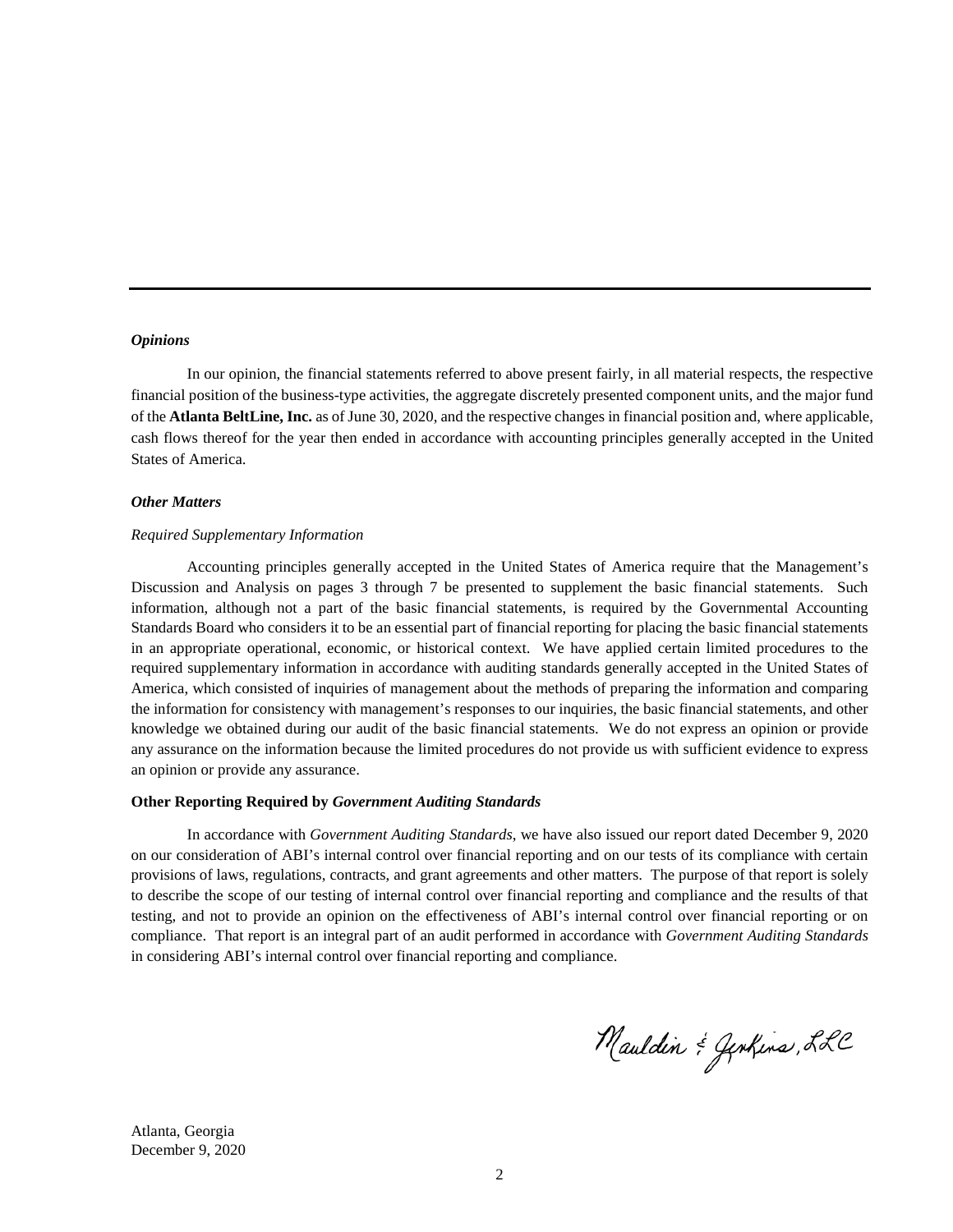### *Opinions*

In our opinion, the financial statements referred to above present fairly, in all material respects, the respective financial position of the business-type activities, the aggregate discretely presented component units, and the major fund of the **Atlanta BeltLine, Inc.** as of June 30, 2020, and the respective changes in financial position and, where applicable, cash flows thereof for the year then ended in accordance with accounting principles generally accepted in the United States of America.

### *Other Matters*

*Required Supplementary Information*

Accounting principles generally accepted in the United States of America require that the Management's Discussion and Analysis on pages 3 through 7 be presented to supplement the basic financial statements. Such information, although not a part of the basic financial statements, is required by the Governmental Accounting Standards Board who considers it to be an essential part of financial reporting for placing the basic financial statements in an appropriate operational, economic, or historical context. We have applied certain limited procedures to the required supplementary information in accordance with auditing standards generally accepted in the United States of America, which consisted of inquiries of management about the methods of preparing the information and comparing the information for consistency with management's responses to our inquiries, the basic financial statements, and other knowledge we obtained during our audit of the basic financial statements. We do not express an opinion or provide any assurance on the information because the limited procedures do not provide us with sufficient evidence to express an opinion or provide any assurance.

### Other Reporting Required by *Government Auditing Standards*

In accordance with *Government Auditing Standards*, we have also issued our report dated December 9, 2020 on our consideration of ABI's internal control over financial reporting and on our tests of its compliance with certain provisions of laws, regulations, contracts, and grant agreements and other matters. The purpose of that report is solely to describe the scope of our testing of internal control over financial reporting and compliance and the results of that testing, and not to provide an opinion on the effectiveness of ABI's internal control over financial reporting or on compliance. That report is an integral part of an audit performed in accordance with *Government Auditing Standards* in considering ABI's internal control over financial reporting and compliance.

Mauldin & Jenkins, LLC

Atlanta, Georgia
December 9, 2020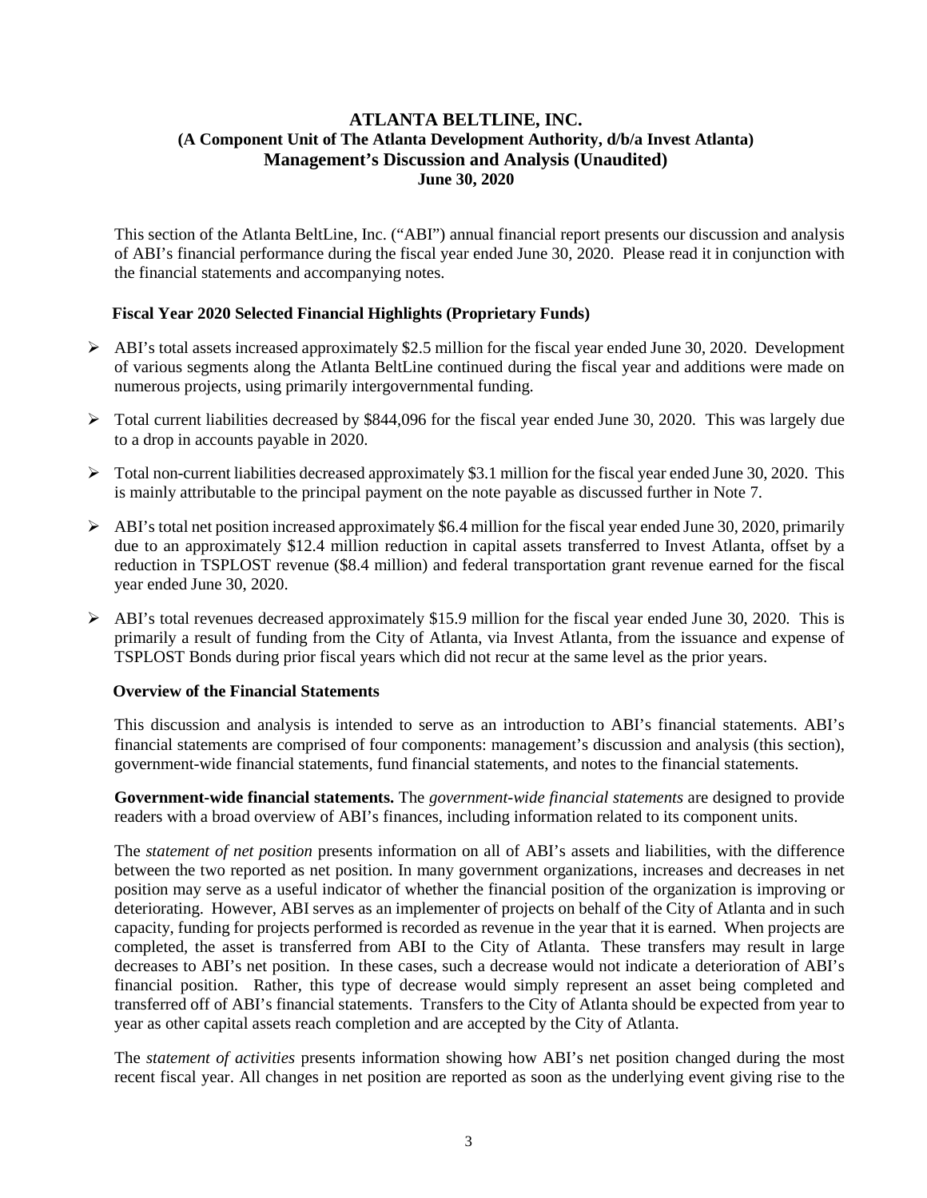# ATLANTA BELTLINE, INC.
## (A Component Unit of The Atlanta Development Authority, d/b/a Invest Atlanta)
## Management's Discussion and Analysis (Unaudited)
## June 30, 2020

This section of the Atlanta BeltLine, Inc. ("ABI") annual financial report presents our discussion and analysis of ABI's financial performance during the fiscal year ended June 30, 2020. Please read it in conjunction with the financial statements and accompanying notes.

### Fiscal Year 2020 Selected Financial Highlights (Proprietary Funds)

- ABI's total assets increased approximately \$2.5 million for the fiscal year ended June 30, 2020. Development of various segments along the Atlanta BeltLine continued during the fiscal year and additions were made on numerous projects, using primarily intergovernmental funding.
- Total current liabilities decreased by \$844,096 for the fiscal year ended June 30, 2020. This was largely due to a drop in accounts payable in 2020.
- Total non-current liabilities decreased approximately \$3.1 million for the fiscal year ended June 30, 2020. This is mainly attributable to the principal payment on the note payable as discussed further in Note 7.
- ABI's total net position increased approximately \$6.4 million for the fiscal year ended June 30, 2020, primarily due to an approximately \$12.4 million reduction in capital assets transferred to Invest Atlanta, offset by a reduction in TSPLOST revenue (\$8.4 million) and federal transportation grant revenue earned for the fiscal year ended June 30, 2020.
- ABI's total revenues decreased approximately \$15.9 million for the fiscal year ended June 30, 2020. This is primarily a result of funding from the City of Atlanta, via Invest Atlanta, from the issuance and expense of TSPLOST Bonds during prior fiscal years which did not recur at the same level as the prior years.

### Overview of the Financial Statements

This discussion and analysis is intended to serve as an introduction to ABI's financial statements. ABI's financial statements are comprised of four components: management's discussion and analysis (this section), government-wide financial statements, fund financial statements, and notes to the financial statements.

**Government-wide financial statements.** The *government-wide financial statements* are designed to provide readers with a broad overview of ABI's finances, including information related to its component units.

The *statement of net position* presents information on all of ABI's assets and liabilities, with the difference between the two reported as net position. In many government organizations, increases and decreases in net position may serve as a useful indicator of whether the financial position of the organization is improving or deteriorating. However, ABI serves as an implementer of projects on behalf of the City of Atlanta and in such capacity, funding for projects performed is recorded as revenue in the year that it is earned. When projects are completed, the asset is transferred from ABI to the City of Atlanta. These transfers may result in large decreases to ABI's net position. In these cases, such a decrease would not indicate a deterioration of ABI's financial position. Rather, this type of decrease would simply represent an asset being completed and transferred off of ABI's financial statements. Transfers to the City of Atlanta should be expected from year to year as other capital assets reach completion and are accepted by the City of Atlanta.

The *statement of activities* presents information showing how ABI's net position changed during the most recent fiscal year. All changes in net position are reported as soon as the underlying event giving rise to the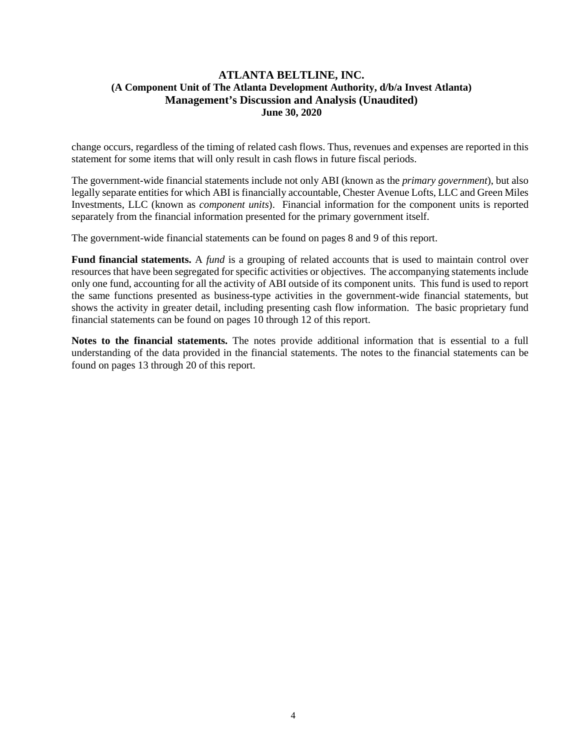change occurs, regardless of the timing of related cash flows. Thus, revenues and expenses are reported in this statement for some items that will only result in cash flows in future fiscal periods.

The government-wide financial statements include not only ABI (known as the *primary government*), but also legally separate entities for which ABI is financially accountable, Chester Avenue Lofts, LLC and Green Miles Investments, LLC (known as *component units*). Financial information for the component units is reported separately from the financial information presented for the primary government itself.

The government-wide financial statements can be found on pages 8 and 9 of this report.

**Fund financial statements.** A *fund* is a grouping of related accounts that is used to maintain control over resources that have been segregated for specific activities or objectives. The accompanying statements include only one fund, accounting for all the activity of ABI outside of its component units. This fund is used to report the same functions presented as business-type activities in the government-wide financial statements, but shows the activity in greater detail, including presenting cash flow information. The basic proprietary fund financial statements can be found on pages 10 through 12 of this report.

**Notes to the financial statements.** The notes provide additional information that is essential to a full understanding of the data provided in the financial statements. The notes to the financial statements can be found on pages 13 through 20 of this report.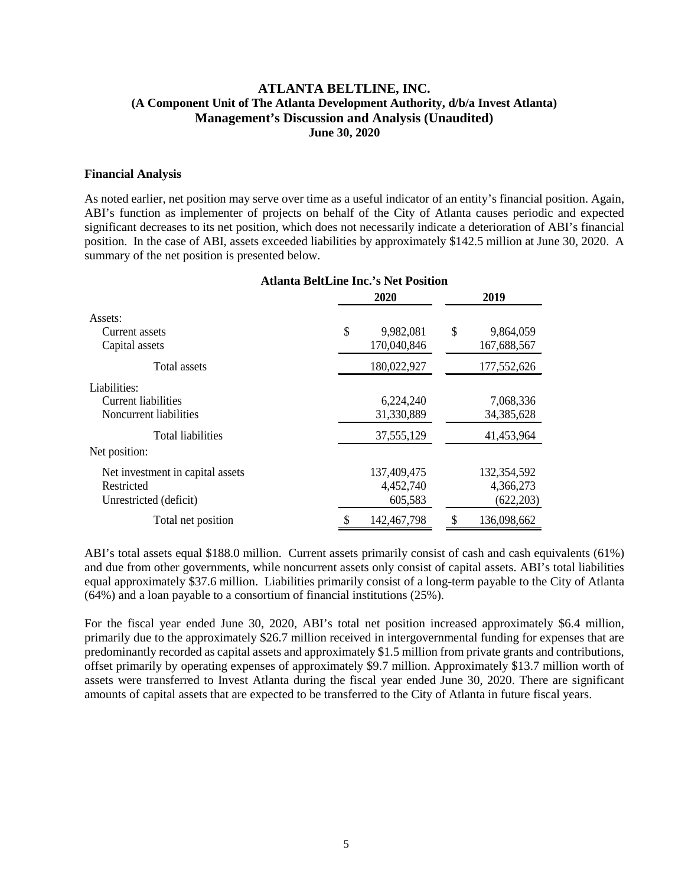# ATLANTA BELTLINE, INC.
## (A Component Unit of The Atlanta Development Authority, d/b/a Invest Atlanta)
## Management's Discussion and Analysis (Unaudited)
## June 30, 2020

**Financial Analysis**

As noted earlier, net position may serve over time as a useful indicator of an entity's financial position. Again, ABI's function as implementer of projects on behalf of the City of Atlanta causes periodic and expected significant decreases to its net position, which does not necessarily indicate a deterioration of ABI's financial position. In the case of ABI, assets exceeded liabilities by approximately $142.5 million at June 30, 2020. A summary of the net position is presented below.

**Atlanta BeltLine Inc.'s Net Position**

| | 2020 | 2019 |
|---|---|---|
| Assets: | | |
| Current assets | $ 9,982,081 | $ 9,864,059 |
| Capital assets | 170,040,846 | 167,688,567 |
| Total assets | 180,022,927 | 177,552,626 |
| Liabilities: | | |
| Current liabilities | 6,224,240 | 7,068,336 |
| Noncurrent liabilities | 31,330,889 | 34,385,628 |
| Total liabilities | 37,555,129 | 41,453,964 |
| Net position: | | |
| Net investment in capital assets | 137,409,475 | 132,354,592 |
| Restricted | 4,452,740 | 4,366,273 |
| Unrestricted (deficit) | 605,583 | (622,203) |
| Total net position | $ 142,467,798 | $ 136,098,662 |

ABI's total assets equal $188.0 million. Current assets primarily consist of cash and cash equivalents (61%) and due from other governments, while noncurrent assets only consist of capital assets. ABI's total liabilities equal approximately $37.6 million. Liabilities primarily consist of a long-term payable to the City of Atlanta (64%) and a loan payable to a consortium of financial institutions (25%).

For the fiscal year ended June 30, 2020, ABI's total net position increased approximately $6.4 million, primarily due to the approximately $26.7 million received in intergovernmental funding for expenses that are predominantly recorded as capital assets and approximately $1.5 million from private grants and contributions, offset primarily by operating expenses of approximately $9.7 million. Approximately $13.7 million worth of assets were transferred to Invest Atlanta during the fiscal year ended June 30, 2020. There are significant amounts of capital assets that are expected to be transferred to the City of Atlanta in future fiscal years.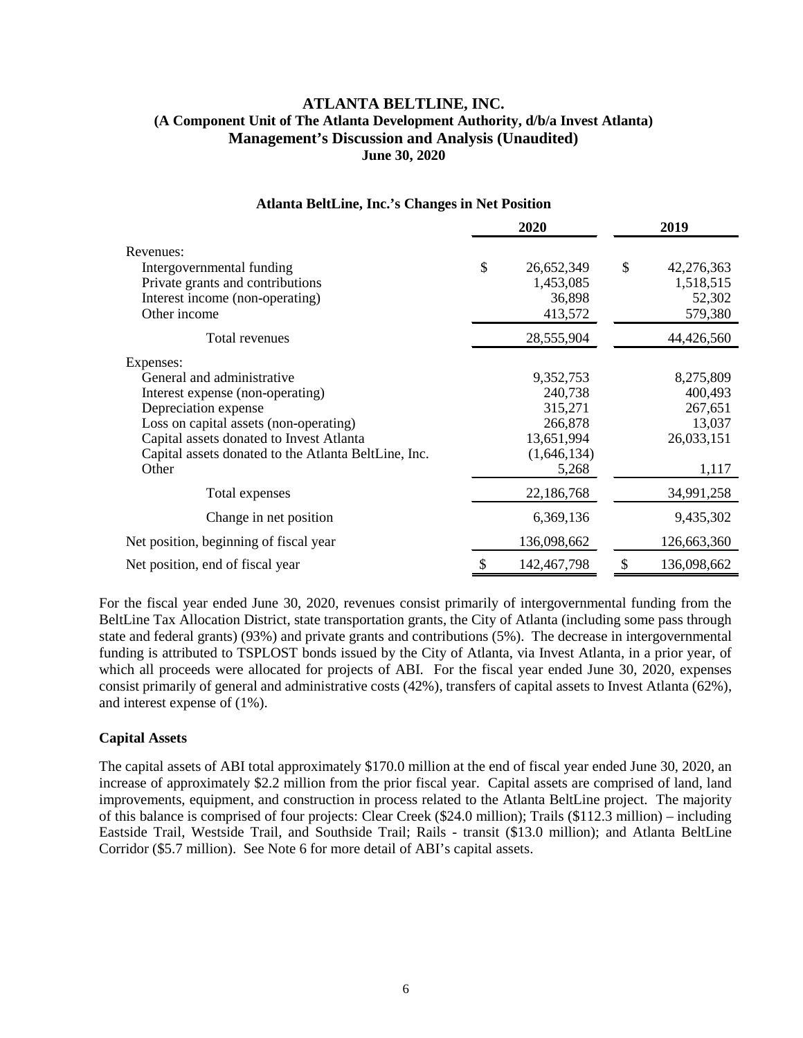# ATLANTA BELTLINE, INC.
## (A Component Unit of The Atlanta Development Authority, d/b/a Invest Atlanta)
## Management's Discussion and Analysis (Unaudited)
## June 30, 2020

**Atlanta BeltLine, Inc.'s Changes in Net Position**

| | 2020 | 2019 |
|---|---|---|
| Revenues: | | |
| Intergovernmental funding | $ 26,652,349 | $ 42,276,363 |
| Private grants and contributions | 1,453,085 | 1,518,515 |
| Interest income (non-operating) | 36,898 | 52,302 |
| Other income | 413,572 | 579,380 |
| Total revenues | 28,555,904 | 44,426,560 |
| Expenses: | | |
| General and administrative | 9,352,753 | 8,275,809 |
| Interest expense (non-operating) | 240,738 | 400,493 |
| Depreciation expense | 315,271 | 267,651 |
| Loss on capital assets (non-operating) | 266,878 | 13,037 |
| Capital assets donated to Invest Atlanta | 13,651,994 | 26,033,151 |
| Capital assets donated to the Atlanta BeltLine, Inc. | (1,646,134) | |
| Other | 5,268 | 1,117 |
| Total expenses | 22,186,768 | 34,991,258 |
| Change in net position | 6,369,136 | 9,435,302 |
| Net position, beginning of fiscal year | 136,098,662 | 126,663,360 |
| Net position, end of fiscal year | $ 142,467,798 | $ 136,098,662 |

For the fiscal year ended June 30, 2020, revenues consist primarily of intergovernmental funding from the BeltLine Tax Allocation District, state transportation grants, the City of Atlanta (including some pass through state and federal grants) (93%) and private grants and contributions (5%). The decrease in intergovernmental funding is attributed to TSPLOST bonds issued by the City of Atlanta, via Invest Atlanta, in a prior year, of which all proceeds were allocated for projects of ABI. For the fiscal year ended June 30, 2020, expenses consist primarily of general and administrative costs (42%), transfers of capital assets to Invest Atlanta (62%), and interest expense of (1%).

**Capital Assets**

The capital assets of ABI total approximately $170.0 million at the end of fiscal year ended June 30, 2020, an increase of approximately $2.2 million from the prior fiscal year. Capital assets are comprised of land, land improvements, equipment, and construction in process related to the Atlanta BeltLine project. The majority of this balance is comprised of four projects: Clear Creek ($24.0 million); Trails ($112.3 million) – including Eastside Trail, Westside Trail, and Southside Trail; Rails - transit ($13.0 million); and Atlanta BeltLine Corridor ($5.7 million). See Note 6 for more detail of ABI's capital assets.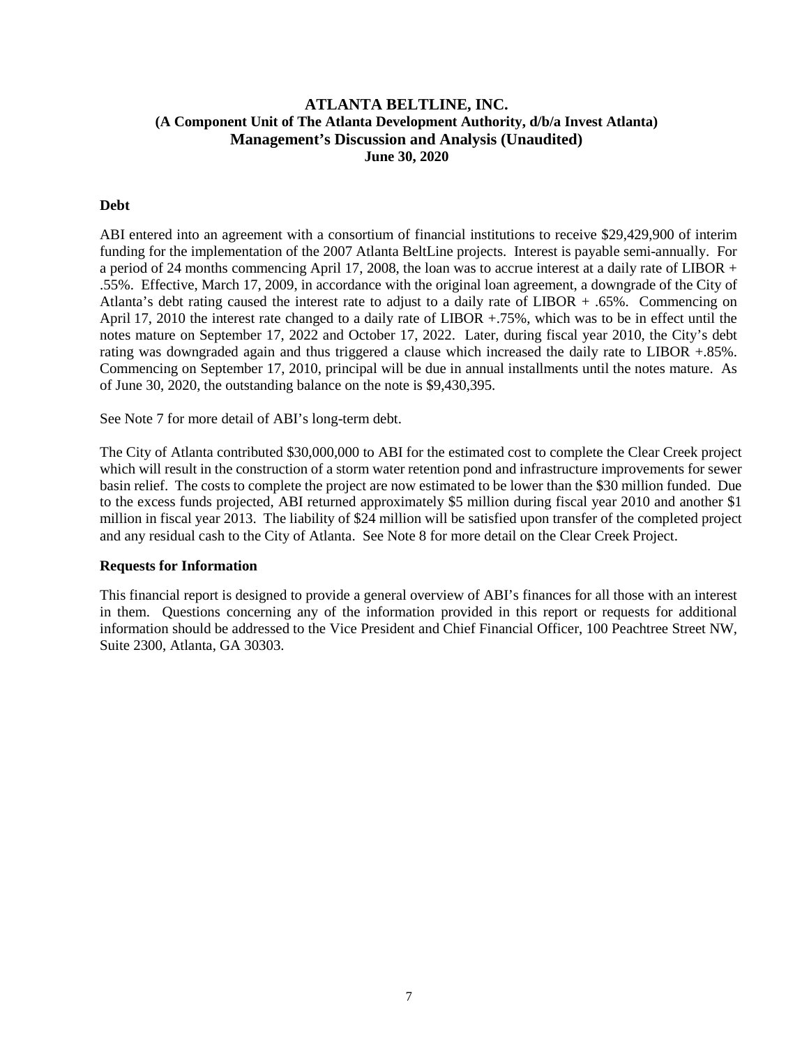# ATLANTA BELTLINE, INC.
## (A Component Unit of The Atlanta Development Authority, d/b/a Invest Atlanta)
## Management's Discussion and Analysis (Unaudited)
### June 30, 2020

**Debt**

ABI entered into an agreement with a consortium of financial institutions to receive $29,429,900 of interim funding for the implementation of the 2007 Atlanta BeltLine projects. Interest is payable semi-annually. For a period of 24 months commencing April 17, 2008, the loan was to accrue interest at a daily rate of LIBOR + .55%. Effective, March 17, 2009, in accordance with the original loan agreement, a downgrade of the City of Atlanta's debt rating caused the interest rate to adjust to a daily rate of LIBOR + .65%. Commencing on April 17, 2010 the interest rate changed to a daily rate of LIBOR +.75%, which was to be in effect until the notes mature on September 17, 2022 and October 17, 2022. Later, during fiscal year 2010, the City's debt rating was downgraded again and thus triggered a clause which increased the daily rate to LIBOR +.85%. Commencing on September 17, 2010, principal will be due in annual installments until the notes mature. As of June 30, 2020, the outstanding balance on the note is $9,430,395.

See Note 7 for more detail of ABI's long-term debt.

The City of Atlanta contributed $30,000,000 to ABI for the estimated cost to complete the Clear Creek project which will result in the construction of a storm water retention pond and infrastructure improvements for sewer basin relief. The costs to complete the project are now estimated to be lower than the $30 million funded. Due to the excess funds projected, ABI returned approximately $5 million during fiscal year 2010 and another $1 million in fiscal year 2013. The liability of $24 million will be satisfied upon transfer of the completed project and any residual cash to the City of Atlanta. See Note 8 for more detail on the Clear Creek Project.

**Requests for Information**

This financial report is designed to provide a general overview of ABI's finances for all those with an interest in them. Questions concerning any of the information provided in this report or requests for additional information should be addressed to the Vice President and Chief Financial Officer, 100 Peachtree Street NW, Suite 2300, Atlanta, GA 30303.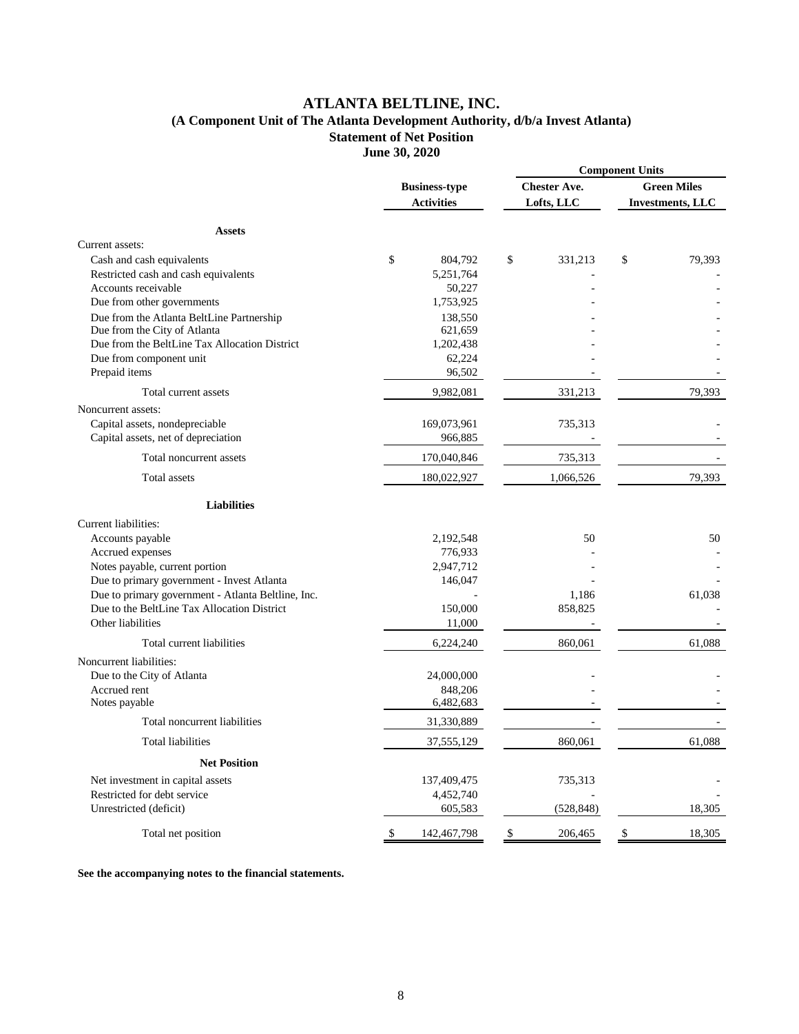# ATLANTA BELTLINE, INC.
## (A Component Unit of The Atlanta Development Authority, d/b/a Invest Atlanta)
### Statement of Net Position
### June 30, 2020

| | Business-type Activities | Component Units: Chester Ave. Lofts, LLC | Component Units: Green Miles Investments, LLC |
|---|---|---|---|
| **Assets** | | | |
| Current assets: | | | |
| Cash and cash equivalents | $ 804,792 | $ 331,213 | $ 79,393 |
| Restricted cash and cash equivalents | 5,251,764 | - | - |
| Accounts receivable | 50,227 | - | - |
| Due from other governments | 1,753,925 | - | - |
| Due from the Atlanta BeltLine Partnership | 138,550 | - | - |
| Due from the City of Atlanta | 621,659 | - | - |
| Due from the BeltLine Tax Allocation District | 1,202,438 | - | - |
| Due from component unit | 62,224 | - | - |
| Prepaid items | 96,502 | - | - |
| Total current assets | 9,982,081 | 331,213 | 79,393 |
| Noncurrent assets: | | | |
| Capital assets, nondepreciable | 169,073,961 | 735,313 | - |
| Capital assets, net of depreciation | 966,885 | - | - |
| Total noncurrent assets | 170,040,846 | 735,313 | - |
| Total assets | 180,022,927 | 1,066,526 | 79,393 |
| **Liabilities** | | | |
| Current liabilities: | | | |
| Accounts payable | 2,192,548 | 50 | 50 |
| Accrued expenses | 776,933 | - | - |
| Notes payable, current portion | 2,947,712 | - | - |
| Due to primary government - Invest Atlanta | 146,047 | - | - |
| Due to primary government - Atlanta Beltline, Inc. | - | 1,186 | 61,038 |
| Due to the BeltLine Tax Allocation District | 150,000 | 858,825 | - |
| Other liabilities | 11,000 | - | - |
| Total current liabilities | 6,224,240 | 860,061 | 61,088 |
| Noncurrent liabilities: | | | |
| Due to the City of Atlanta | 24,000,000 | - | - |
| Accrued rent | 848,206 | - | - |
| Notes payable | 6,482,683 | - | - |
| Total noncurrent liabilities | 31,330,889 | - | - |
| Total liabilities | 37,555,129 | 860,061 | 61,088 |
| **Net Position** | | | |
| Net investment in capital assets | 137,409,475 | 735,313 | - |
| Restricted for debt service | 4,452,740 | - | - |
| Unrestricted (deficit) | 605,583 | (528,848) | 18,305 |
| Total net position | $ 142,467,798 | $ 206,465 | $ 18,305 |

**See the accompanying notes to the financial statements.**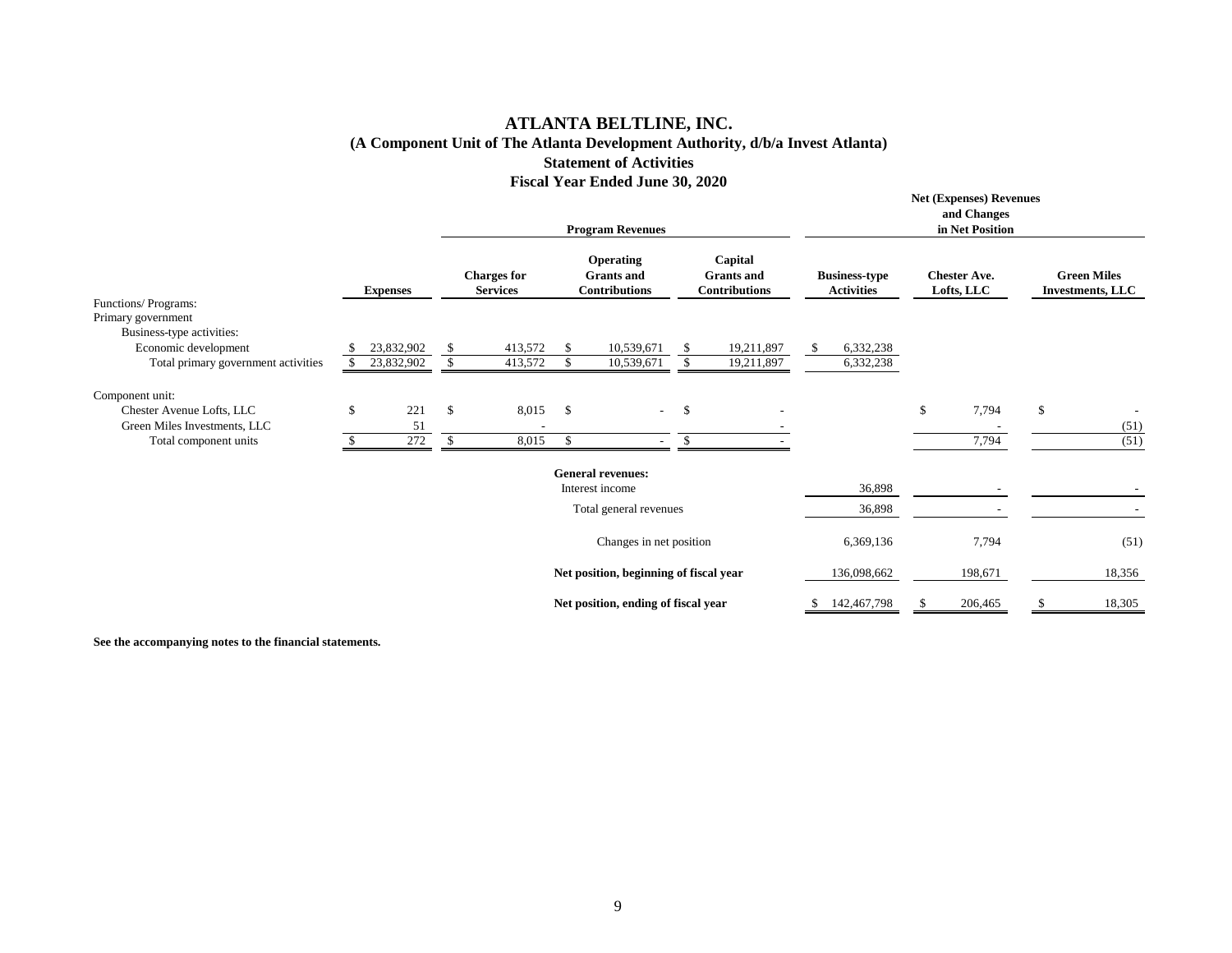# ATLANTA BELTLINE, INC.
## (A Component Unit of The Atlanta Development Authority, d/b/a Invest Atlanta)
## Statement of Activities
## Fiscal Year Ended June 30, 2020

| | | Program Revenues | | | Net (Expenses) Revenues and Changes in Net Position | | |
|---|---|---|---|---|---|---|---|
| | Expenses | Charges for Services | Operating Grants and Contributions | Capital Grants and Contributions | Business-type Activities | Chester Ave. Lofts, LLC | Green Miles Investments, LLC |
| Functions/ Programs: | | | | | | | |
| Primary government | | | | | | | |
| Business-type activities: | | | | | | | |
| Economic development | $ 23,832,902 | $ 413,572 | $ 10,539,671 | $ 19,211,897 | $ 6,332,238 | | |
| Total primary government activities | $ 23,832,902 | $ 413,572 | $ 10,539,671 | $ 19,211,897 | 6,332,238 | | |
| Component unit: | | | | | | | |
| Chester Avenue Lofts, LLC | $ 221 | $ 8,015 | $ - | $ - | | $ 7,794 | $ - |
| Green Miles Investments, LLC | 51 | - | | - | | - | (51) |
| Total component units | $ 272 | $ 8,015 | $ - | $ - | | 7,794 | (51) |
| | | | **General revenues:** | | | | |
| | | | Interest income | | 36,898 | - | - |
| | | | Total general revenues | | 36,898 | - | - |
| | | | Changes in net position | | 6,369,136 | 7,794 | (51) |
| | | | **Net position, beginning of fiscal year** | | 136,098,662 | 198,671 | 18,356 |
| | | | **Net position, ending of fiscal year** | | $ 142,467,798 | $ 206,465 | $ 18,305 |

**See the accompanying notes to the financial statements.**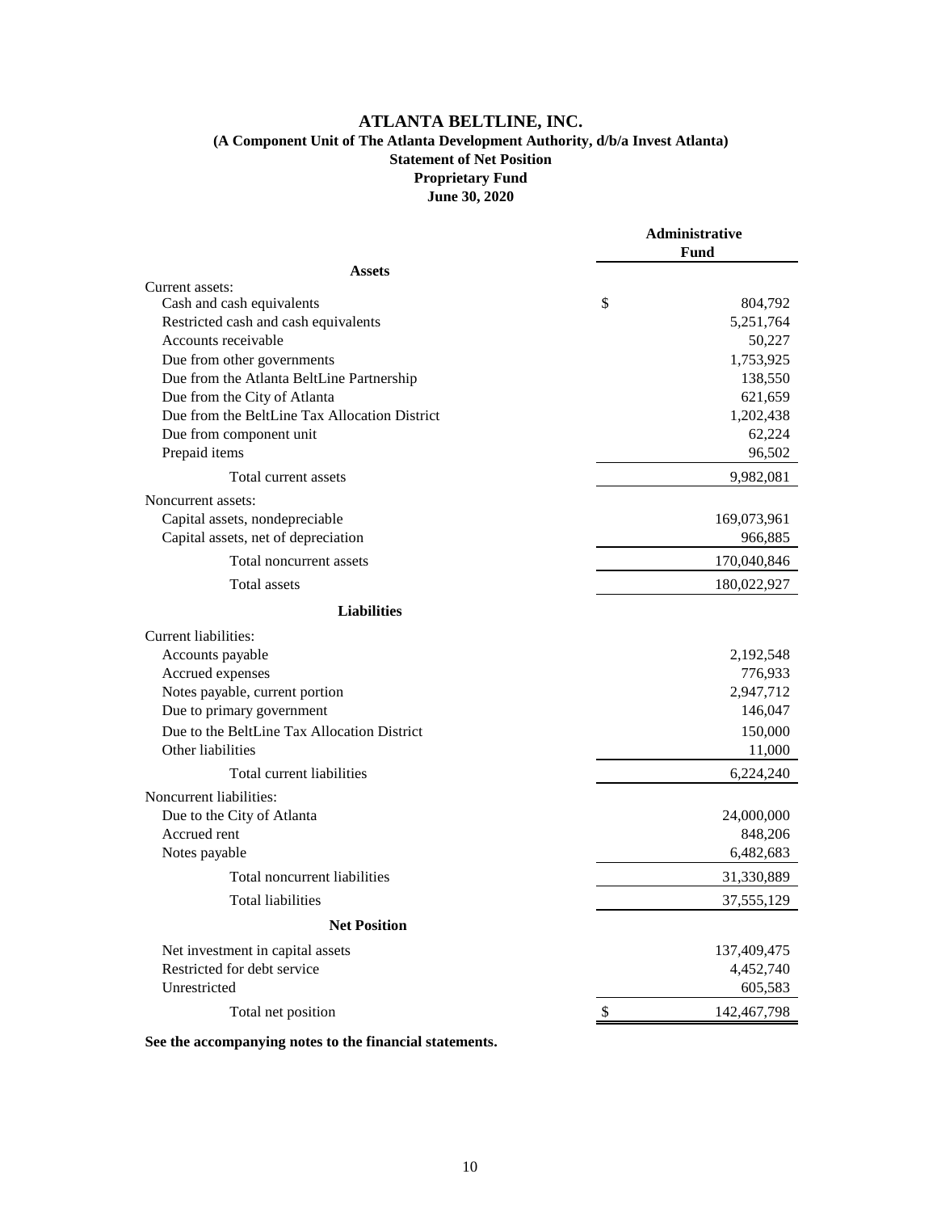# ATLANTA BELTLINE, INC.

## (A Component Unit of The Atlanta Development Authority, d/b/a Invest Atlanta)

### Statement of Net Position
### Proprietary Fund
### June 30, 2020

| | Administrative Fund |
|---|---|
| **Assets** | |
| Current assets: | |
| Cash and cash equivalents | $ 804,792 |
| Restricted cash and cash equivalents | 5,251,764 |
| Accounts receivable | 50,227 |
| Due from other governments | 1,753,925 |
| Due from the Atlanta BeltLine Partnership | 138,550 |
| Due from the City of Atlanta | 621,659 |
| Due from the BeltLine Tax Allocation District | 1,202,438 |
| Due from component unit | 62,224 |
| Prepaid items | 96,502 |
| Total current assets | 9,982,081 |
| Noncurrent assets: | |
| Capital assets, nondepreciable | 169,073,961 |
| Capital assets, net of depreciation | 966,885 |
| Total noncurrent assets | 170,040,846 |
| Total assets | 180,022,927 |
| **Liabilities** | |
| Current liabilities: | |
| Accounts payable | 2,192,548 |
| Accrued expenses | 776,933 |
| Notes payable, current portion | 2,947,712 |
| Due to primary government | 146,047 |
| Due to the BeltLine Tax Allocation District | 150,000 |
| Other liabilities | 11,000 |
| Total current liabilities | 6,224,240 |
| Noncurrent liabilities: | |
| Due to the City of Atlanta | 24,000,000 |
| Accrued rent | 848,206 |
| Notes payable | 6,482,683 |
| Total noncurrent liabilities | 31,330,889 |
| Total liabilities | 37,555,129 |
| **Net Position** | |
| Net investment in capital assets | 137,409,475 |
| Restricted for debt service | 4,452,740 |
| Unrestricted | 605,583 |
| Total net position | $ 142,467,798 |

**See the accompanying notes to the financial statements.**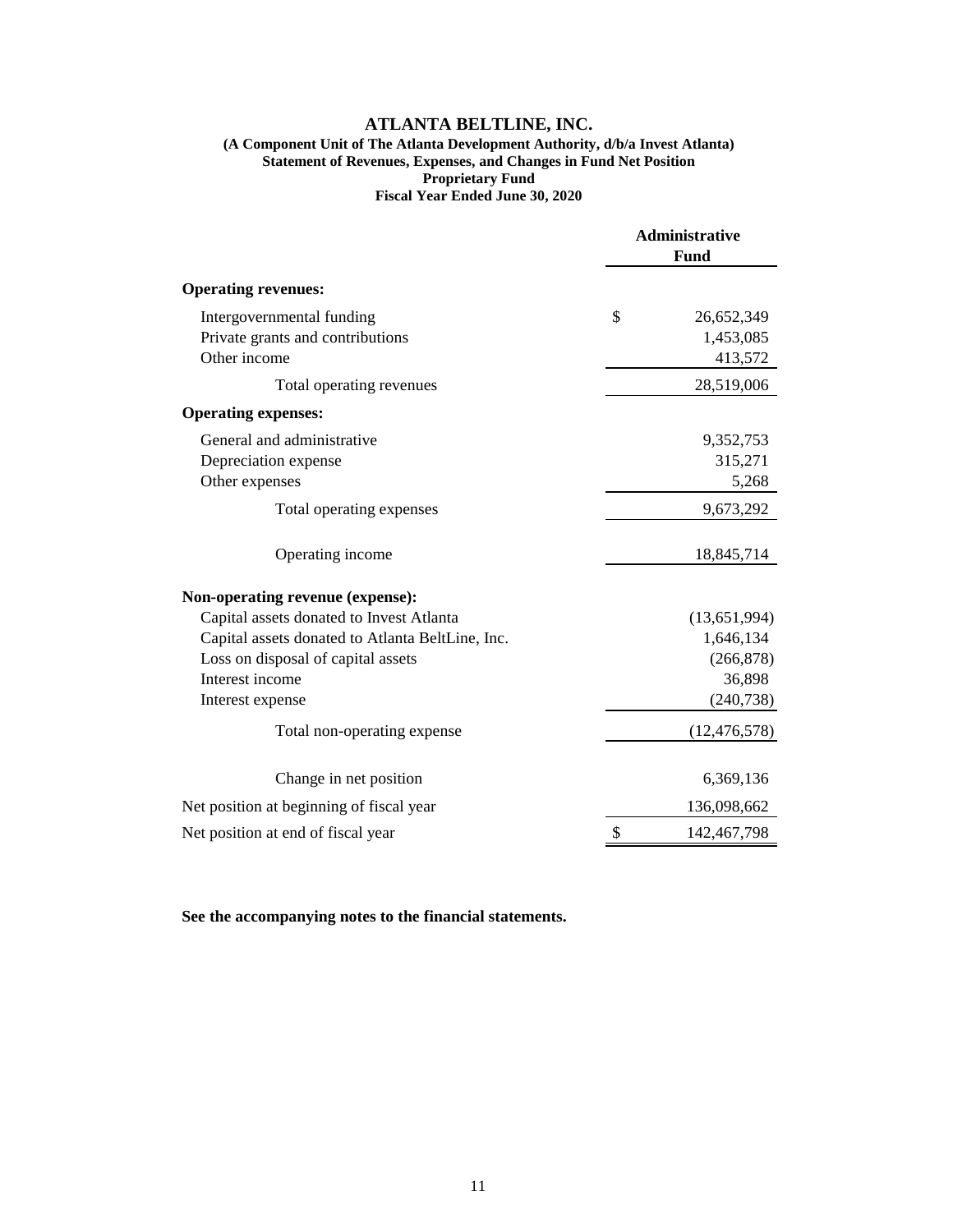# ATLANTA BELTLINE, INC.

**(A Component Unit of The Atlanta Development Authority, d/b/a Invest Atlanta)**
**Statement of Revenues, Expenses, and Changes in Fund Net Position**
**Proprietary Fund**
**Fiscal Year Ended June 30, 2020**

| | Administrative Fund |
|---|---|
| **Operating revenues:** | |
| Intergovernmental funding | $ 26,652,349 |
| Private grants and contributions | 1,453,085 |
| Other income | 413,572 |
| Total operating revenues | 28,519,006 |
| **Operating expenses:** | |
| General and administrative | 9,352,753 |
| Depreciation expense | 315,271 |
| Other expenses | 5,268 |
| Total operating expenses | 9,673,292 |
| Operating income | 18,845,714 |
| **Non-operating revenue (expense):** | |
| Capital assets donated to Invest Atlanta | (13,651,994) |
| Capital assets donated to Atlanta BeltLine, Inc. | 1,646,134 |
| Loss on disposal of capital assets | (266,878) |
| Interest income | 36,898 |
| Interest expense | (240,738) |
| Total non-operating expense | (12,476,578) |
| Change in net position | 6,369,136 |
| Net position at beginning of fiscal year | 136,098,662 |
| Net position at end of fiscal year | $ 142,467,798 |

**See the accompanying notes to the financial statements.**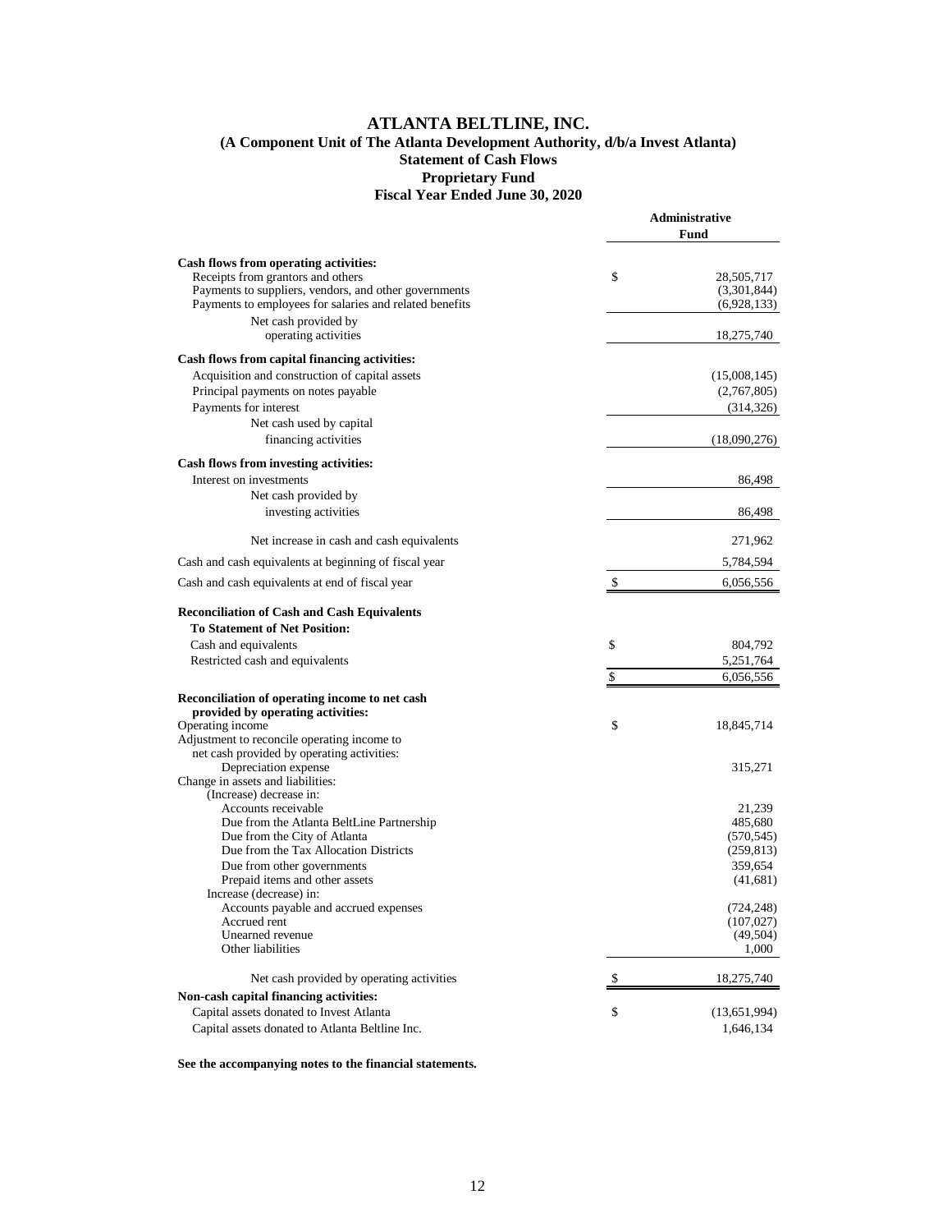# ATLANTA BELTLINE, INC.

## (A Component Unit of The Atlanta Development Authority, d/b/a Invest Atlanta)

## Statement of Cash Flows

## Proprietary Fund

## Fiscal Year Ended June 30, 2020

| | Administrative Fund |
|---|---|
| **Cash flows from operating activities:** | |
| Receipts from grantors and others | $ 28,505,717 |
| Payments to suppliers, vendors, and other governments | (3,301,844) |
| Payments to employees for salaries and related benefits | (6,928,133) |
| Net cash provided by operating activities | 18,275,740 |
| **Cash flows from capital financing activities:** | |
| Acquisition and construction of capital assets | (15,008,145) |
| Principal payments on notes payable | (2,767,805) |
| Payments for interest | (314,326) |
| Net cash used by capital financing activities | (18,090,276) |
| **Cash flows from investing activities:** | |
| Interest on investments | 86,498 |
| Net cash provided by investing activities | 86,498 |
| Net increase in cash and cash equivalents | 271,962 |
| Cash and cash equivalents at beginning of fiscal year | 5,784,594 |
| Cash and cash equivalents at end of fiscal year | $ 6,056,556 |
| **Reconciliation of Cash and Cash Equivalents To Statement of Net Position:** | |
| Cash and equivalents | $ 804,792 |
| Restricted cash and equivalents | 5,251,764 |
| | $ 6,056,556 |
| **Reconciliation of operating income to net cash provided by operating activities:** | |
| Operating income | $ 18,845,714 |
| Adjustment to reconcile operating income to net cash provided by operating activities: | |
| Depreciation expense | 315,271 |
| Change in assets and liabilities: | |
| (Increase) decrease in: | |
| Accounts receivable | 21,239 |
| Due from the Atlanta BeltLine Partnership | 485,680 |
| Due from the City of Atlanta | (570,545) |
| Due from the Tax Allocation Districts | (259,813) |
| Due from other governments | 359,654 |
| Prepaid items and other assets | (41,681) |
| Increase (decrease) in: | |
| Accounts payable and accrued expenses | (724,248) |
| Accrued rent | (107,027) |
| Unearned revenue | (49,504) |
| Other liabilities | 1,000 |
| Net cash provided by operating activities | $ 18,275,740 |
| **Non-cash capital financing activities:** | |
| Capital assets donated to Invest Atlanta | $ (13,651,994) |
| Capital assets donated to Atlanta Beltline Inc. | 1,646,134 |

**See the accompanying notes to the financial statements.**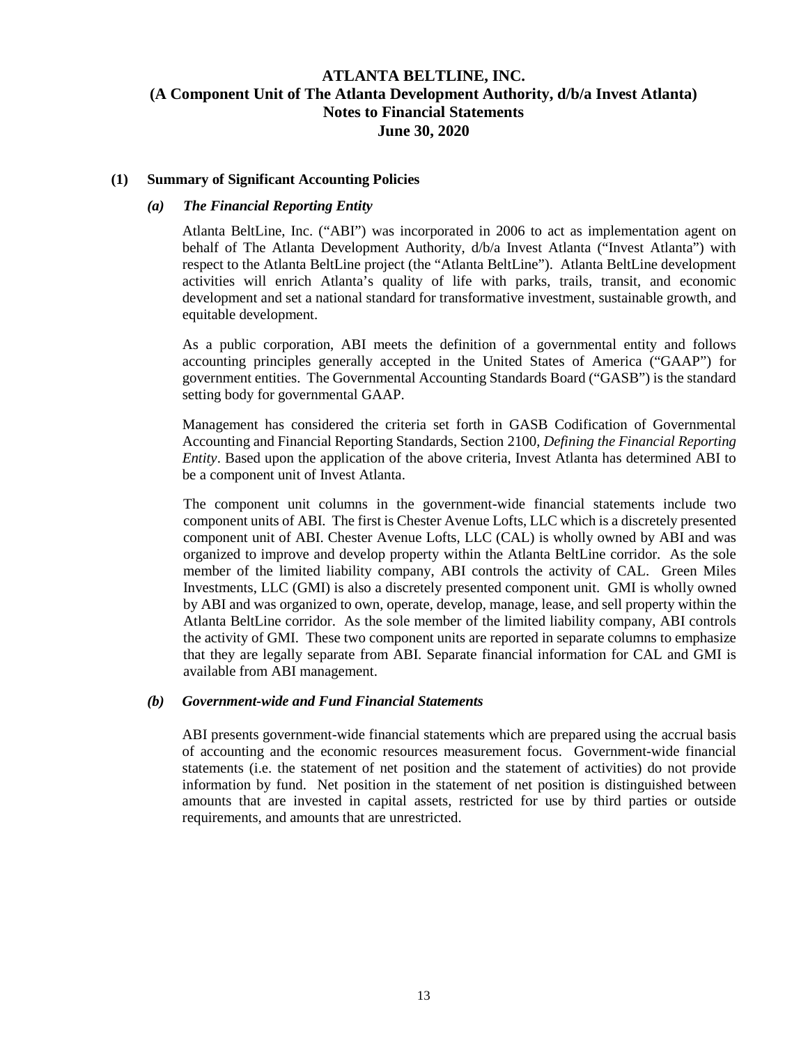# ATLANTA BELTLINE, INC.
# (A Component Unit of The Atlanta Development Authority, d/b/a Invest Atlanta)
# Notes to Financial Statements
# June 30, 2020

## (1) Summary of Significant Accounting Policies

### *(a) The Financial Reporting Entity*

Atlanta BeltLine, Inc. ("ABI") was incorporated in 2006 to act as implementation agent on behalf of The Atlanta Development Authority, d/b/a Invest Atlanta ("Invest Atlanta") with respect to the Atlanta BeltLine project (the "Atlanta BeltLine"). Atlanta BeltLine development activities will enrich Atlanta's quality of life with parks, trails, transit, and economic development and set a national standard for transformative investment, sustainable growth, and equitable development.

As a public corporation, ABI meets the definition of a governmental entity and follows accounting principles generally accepted in the United States of America ("GAAP") for government entities. The Governmental Accounting Standards Board ("GASB") is the standard setting body for governmental GAAP.

Management has considered the criteria set forth in GASB Codification of Governmental Accounting and Financial Reporting Standards, Section 2100, *Defining the Financial Reporting Entity*. Based upon the application of the above criteria, Invest Atlanta has determined ABI to be a component unit of Invest Atlanta.

The component unit columns in the government-wide financial statements include two component units of ABI. The first is Chester Avenue Lofts, LLC which is a discretely presented component unit of ABI. Chester Avenue Lofts, LLC (CAL) is wholly owned by ABI and was organized to improve and develop property within the Atlanta BeltLine corridor. As the sole member of the limited liability company, ABI controls the activity of CAL. Green Miles Investments, LLC (GMI) is also a discretely presented component unit. GMI is wholly owned by ABI and was organized to own, operate, develop, manage, lease, and sell property within the Atlanta BeltLine corridor. As the sole member of the limited liability company, ABI controls the activity of GMI. These two component units are reported in separate columns to emphasize that they are legally separate from ABI. Separate financial information for CAL and GMI is available from ABI management.

### *(b) Government-wide and Fund Financial Statements*

ABI presents government-wide financial statements which are prepared using the accrual basis of accounting and the economic resources measurement focus. Government-wide financial statements (i.e. the statement of net position and the statement of activities) do not provide information by fund. Net position in the statement of net position is distinguished between amounts that are invested in capital assets, restricted for use by third parties or outside requirements, and amounts that are unrestricted.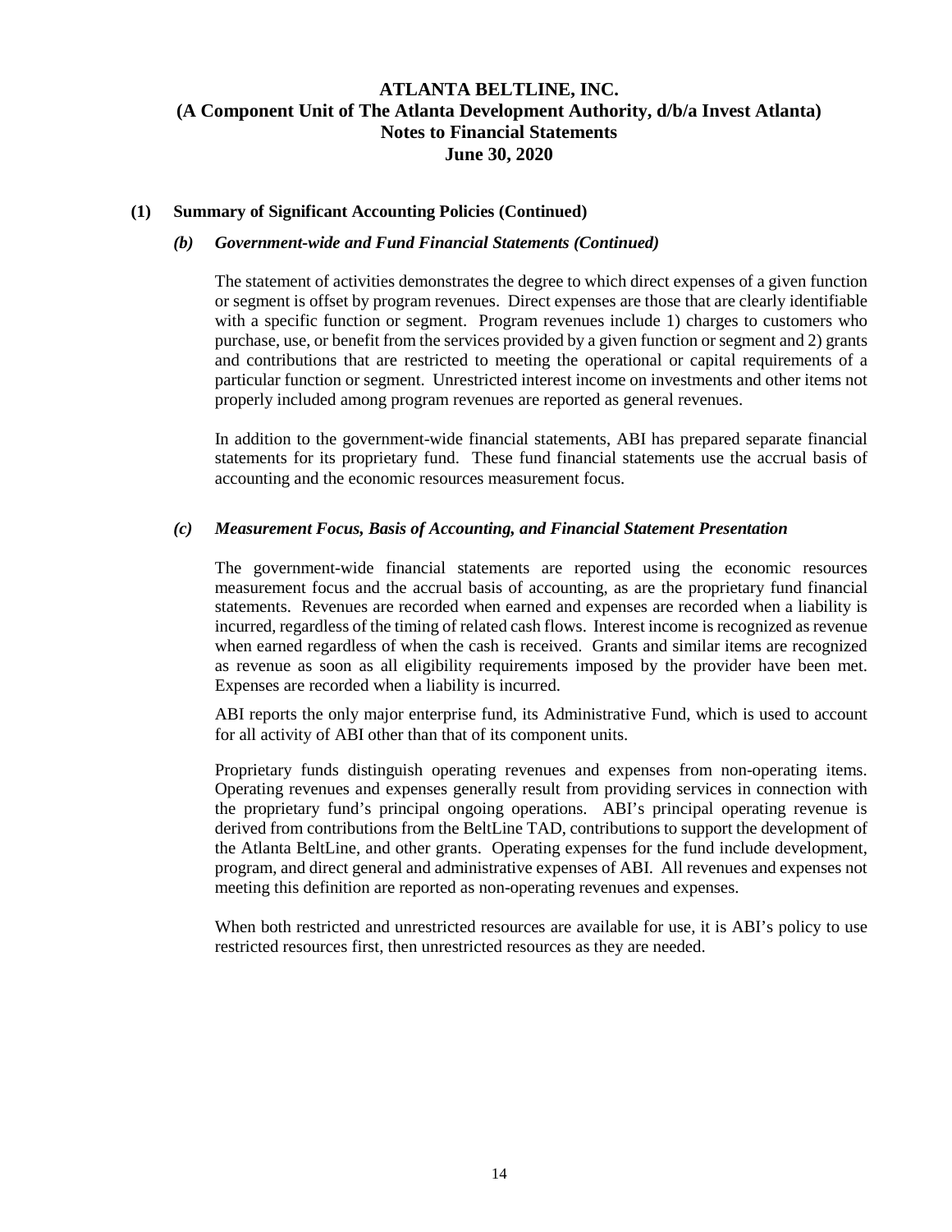### (1) Summary of Significant Accounting Policies (Continued)

#### *(b) Government-wide and Fund Financial Statements (Continued)*

The statement of activities demonstrates the degree to which direct expenses of a given function or segment is offset by program revenues. Direct expenses are those that are clearly identifiable with a specific function or segment. Program revenues include 1) charges to customers who purchase, use, or benefit from the services provided by a given function or segment and 2) grants and contributions that are restricted to meeting the operational or capital requirements of a particular function or segment. Unrestricted interest income on investments and other items not properly included among program revenues are reported as general revenues.

In addition to the government-wide financial statements, ABI has prepared separate financial statements for its proprietary fund. These fund financial statements use the accrual basis of accounting and the economic resources measurement focus.

#### *(c) Measurement Focus, Basis of Accounting, and Financial Statement Presentation*

The government-wide financial statements are reported using the economic resources measurement focus and the accrual basis of accounting, as are the proprietary fund financial statements. Revenues are recorded when earned and expenses are recorded when a liability is incurred, regardless of the timing of related cash flows. Interest income is recognized as revenue when earned regardless of when the cash is received. Grants and similar items are recognized as revenue as soon as all eligibility requirements imposed by the provider have been met. Expenses are recorded when a liability is incurred.

ABI reports the only major enterprise fund, its Administrative Fund, which is used to account for all activity of ABI other than that of its component units.

Proprietary funds distinguish operating revenues and expenses from non-operating items. Operating revenues and expenses generally result from providing services in connection with the proprietary fund's principal ongoing operations. ABI's principal operating revenue is derived from contributions from the BeltLine TAD, contributions to support the development of the Atlanta BeltLine, and other grants. Operating expenses for the fund include development, program, and direct general and administrative expenses of ABI. All revenues and expenses not meeting this definition are reported as non-operating revenues and expenses.

When both restricted and unrestricted resources are available for use, it is ABI's policy to use restricted resources first, then unrestricted resources as they are needed.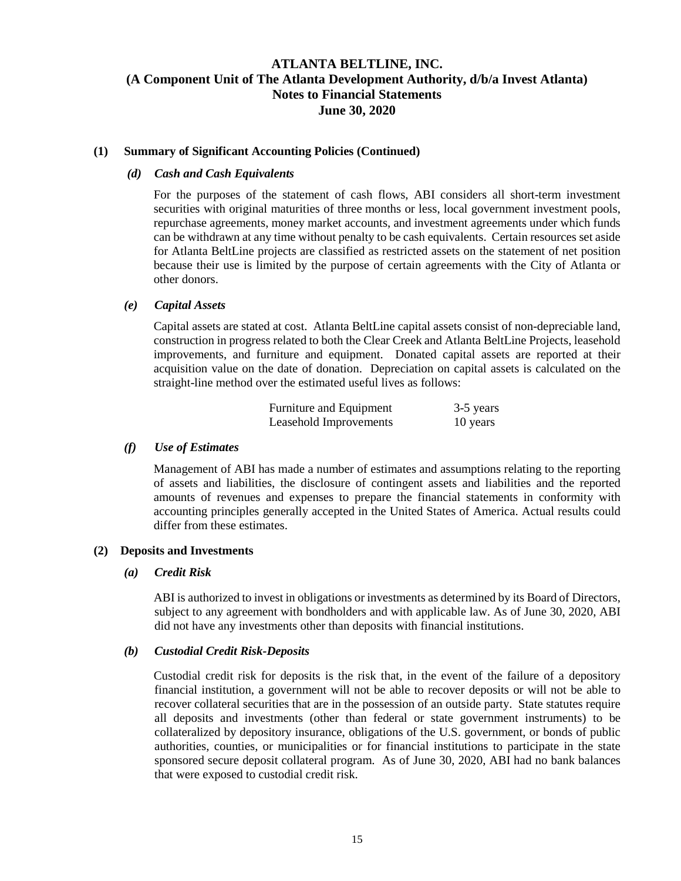# ATLANTA BELTLINE, INC.
# (A Component Unit of The Atlanta Development Authority, d/b/a Invest Atlanta)
# Notes to Financial Statements
# June 30, 2020

## (1) Summary of Significant Accounting Policies (Continued)

### *(d) Cash and Cash Equivalents*

For the purposes of the statement of cash flows, ABI considers all short-term investment securities with original maturities of three months or less, local government investment pools, repurchase agreements, money market accounts, and investment agreements under which funds can be withdrawn at any time without penalty to be cash equivalents. Certain resources set aside for Atlanta BeltLine projects are classified as restricted assets on the statement of net position because their use is limited by the purpose of certain agreements with the City of Atlanta or other donors.

### *(e) Capital Assets*

Capital assets are stated at cost. Atlanta BeltLine capital assets consist of non-depreciable land, construction in progress related to both the Clear Creek and Atlanta BeltLine Projects, leasehold improvements, and furniture and equipment. Donated capital assets are reported at their acquisition value on the date of donation. Depreciation on capital assets is calculated on the straight-line method over the estimated useful lives as follows:

| | |
|---|---|
| Furniture and Equipment | 3-5 years |
| Leasehold Improvements | 10 years |

### *(f) Use of Estimates*

Management of ABI has made a number of estimates and assumptions relating to the reporting of assets and liabilities, the disclosure of contingent assets and liabilities and the reported amounts of revenues and expenses to prepare the financial statements in conformity with accounting principles generally accepted in the United States of America. Actual results could differ from these estimates.

## (2) Deposits and Investments

### *(a) Credit Risk*

ABI is authorized to invest in obligations or investments as determined by its Board of Directors, subject to any agreement with bondholders and with applicable law. As of June 30, 2020, ABI did not have any investments other than deposits with financial institutions.

### *(b) Custodial Credit Risk-Deposits*

Custodial credit risk for deposits is the risk that, in the event of the failure of a depository financial institution, a government will not be able to recover deposits or will not be able to recover collateral securities that are in the possession of an outside party. State statutes require all deposits and investments (other than federal or state government instruments) to be collateralized by depository insurance, obligations of the U.S. government, or bonds of public authorities, counties, or municipalities or for financial institutions to participate in the state sponsored secure deposit collateral program. As of June 30, 2020, ABI had no bank balances that were exposed to custodial credit risk.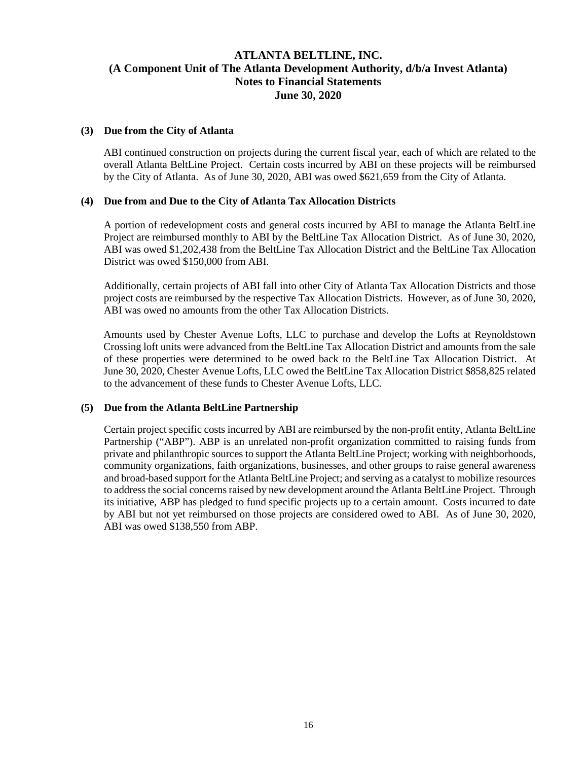# ATLANTA BELTLINE, INC.
# (A Component Unit of The Atlanta Development Authority, d/b/a Invest Atlanta)
# Notes to Financial Statements
# June 30, 2020

### (3) Due from the City of Atlanta

ABI continued construction on projects during the current fiscal year, each of which are related to the overall Atlanta BeltLine Project. Certain costs incurred by ABI on these projects will be reimbursed by the City of Atlanta. As of June 30, 2020, ABI was owed $621,659 from the City of Atlanta.

### (4) Due from and Due to the City of Atlanta Tax Allocation Districts

A portion of redevelopment costs and general costs incurred by ABI to manage the Atlanta BeltLine Project are reimbursed monthly to ABI by the BeltLine Tax Allocation District. As of June 30, 2020, ABI was owed $1,202,438 from the BeltLine Tax Allocation District and the BeltLine Tax Allocation District was owed $150,000 from ABI.

Additionally, certain projects of ABI fall into other City of Atlanta Tax Allocation Districts and those project costs are reimbursed by the respective Tax Allocation Districts. However, as of June 30, 2020, ABI was owed no amounts from the other Tax Allocation Districts.

Amounts used by Chester Avenue Lofts, LLC to purchase and develop the Lofts at Reynoldstown Crossing loft units were advanced from the BeltLine Tax Allocation District and amounts from the sale of these properties were determined to be owed back to the BeltLine Tax Allocation District. At June 30, 2020, Chester Avenue Lofts, LLC owed the BeltLine Tax Allocation District $858,825 related to the advancement of these funds to Chester Avenue Lofts, LLC.

### (5) Due from the Atlanta BeltLine Partnership

Certain project specific costs incurred by ABI are reimbursed by the non-profit entity, Atlanta BeltLine Partnership ("ABP"). ABP is an unrelated non-profit organization committed to raising funds from private and philanthropic sources to support the Atlanta BeltLine Project; working with neighborhoods, community organizations, faith organizations, businesses, and other groups to raise general awareness and broad-based support for the Atlanta BeltLine Project; and serving as a catalyst to mobilize resources to address the social concerns raised by new development around the Atlanta BeltLine Project. Through its initiative, ABP has pledged to fund specific projects up to a certain amount. Costs incurred to date by ABI but not yet reimbursed on those projects are considered owed to ABI. As of June 30, 2020, ABI was owed $138,550 from ABP.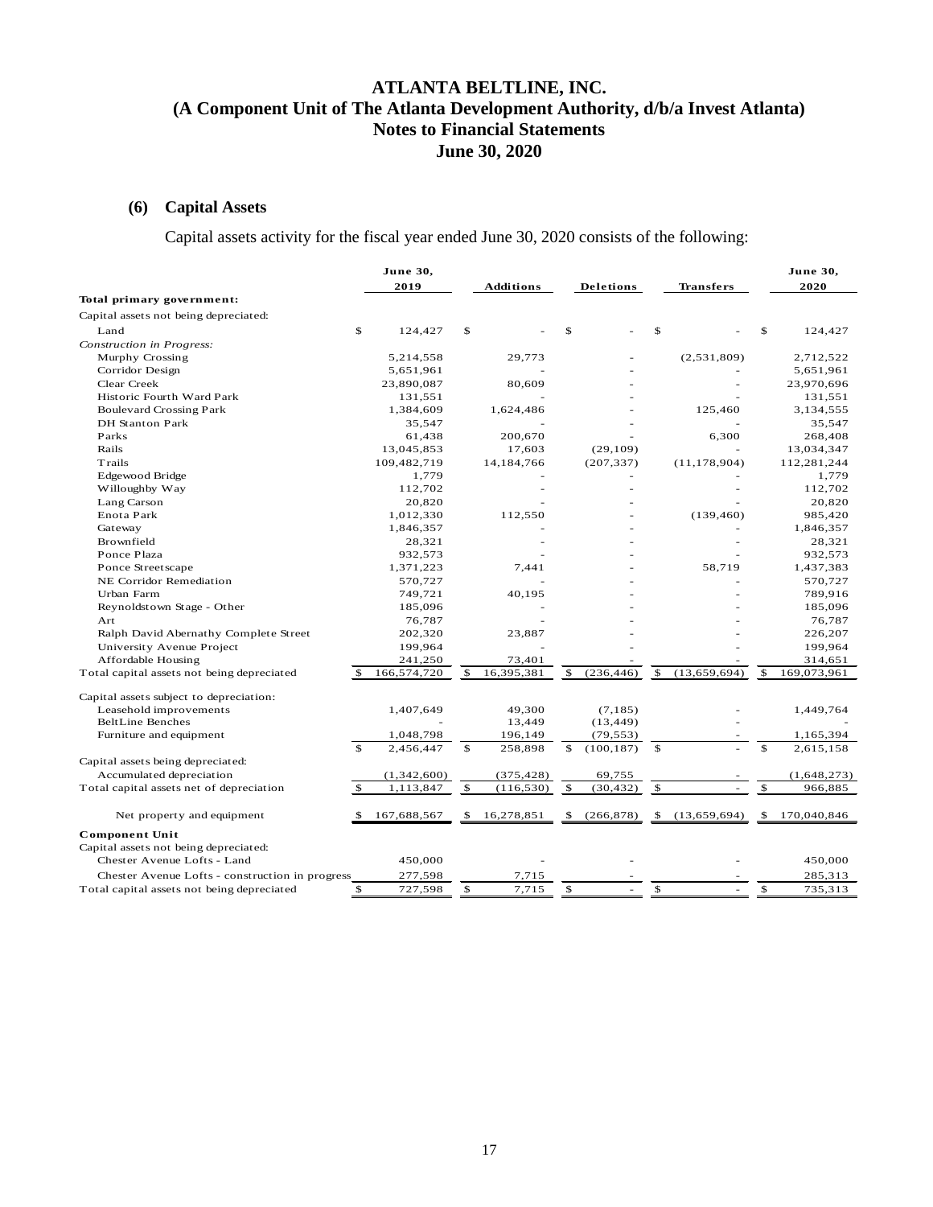# ATLANTA BELTLINE, INC.
## (A Component Unit of The Atlanta Development Authority, d/b/a Invest Atlanta)
## Notes to Financial Statements
## June 30, 2020

### (6) Capital Assets

Capital assets activity for the fiscal year ended June 30, 2020 consists of the following:

| | June 30, 2019 | Additions | Deletions | Transfers | June 30, 2020 |
|---|---|---|---|---|---|
| **Total primary government:** | | | | | |
| Capital assets not being depreciated: | | | | | |
| Land | $ 124,427 | $ - | $ - | $ - | $ 124,427 |
| *Construction in Progress:* | | | | | |
| Murphy Crossing | 5,214,558 | 29,773 | - | (2,531,809) | 2,712,522 |
| Corridor Design | 5,651,961 | - | - | - | 5,651,961 |
| Clear Creek | 23,890,087 | 80,609 | - | - | 23,970,696 |
| Historic Fourth Ward Park | 131,551 | - | - | - | 131,551 |
| Boulevard Crossing Park | 1,384,609 | 1,624,486 | - | 125,460 | 3,134,555 |
| DH Stanton Park | 35,547 | - | - | - | 35,547 |
| Parks | 61,438 | 200,670 | - | 6,300 | 268,408 |
| Rails | 13,045,853 | 17,603 | (29,109) | - | 13,034,347 |
| Trails | 109,482,719 | 14,184,766 | (207,337) | (11,178,904) | 112,281,244 |
| Edgewood Bridge | 1,779 | - | - | - | 1,779 |
| Willoughby Way | 112,702 | - | - | - | 112,702 |
| Lang Carson | 20,820 | - | - | - | 20,820 |
| Enota Park | 1,012,330 | 112,550 | - | (139,460) | 985,420 |
| Gateway | 1,846,357 | - | - | - | 1,846,357 |
| Brownfield | 28,321 | - | - | - | 28,321 |
| Ponce Plaza | 932,573 | - | - | - | 932,573 |
| Ponce Streetscape | 1,371,223 | 7,441 | - | 58,719 | 1,437,383 |
| NE Corridor Remediation | 570,727 | - | - | - | 570,727 |
| Urban Farm | 749,721 | 40,195 | - | - | 789,916 |
| Reynoldstown Stage - Other | 185,096 | - | - | - | 185,096 |
| Art | 76,787 | - | - | - | 76,787 |
| Ralph David Abernathy Complete Street | 202,320 | 23,887 | - | - | 226,207 |
| University Avenue Project | 199,964 | - | - | - | 199,964 |
| Affordable Housing | 241,250 | 73,401 | - | - | 314,651 |
| Total capital assets not being depreciated | $ 166,574,720 | $ 16,395,381 | $ (236,446) | $ (13,659,694) | $ 169,073,961 |
| Capital assets subject to depreciation: | | | | | |
| Leasehold improvements | 1,407,649 | 49,300 | (7,185) | - | 1,449,764 |
| BeltLine Benches | - | 13,449 | (13,449) | - | - |
| Furniture and equipment | 1,048,798 | 196,149 | (79,553) | - | 1,165,394 |
| | $ 2,456,447 | $ 258,898 | $ (100,187) | $ - | $ 2,615,158 |
| Capital assets being depreciated: | | | | | |
| Accumulated depreciation | (1,342,600) | (375,428) | 69,755 | - | (1,648,273) |
| Total capital assets net of depreciation | $ 1,113,847 | $ (116,530) | $ (30,432) | $ - | $ 966,885 |
| Net property and equipment | $ 167,688,567 | $ 16,278,851 | $ (266,878) | $ (13,659,694) | $ 170,040,846 |
| **Component Unit** | | | | | |
| Capital assets not being depreciated: | | | | | |
| Chester Avenue Lofts - Land | 450,000 | - | - | - | 450,000 |
| Chester Avenue Lofts - construction in progress | 277,598 | 7,715 | - | - | 285,313 |
| Total capital assets not being depreciated | $ 727,598 | $ 7,715 | $ - | $ - | $ 735,313 |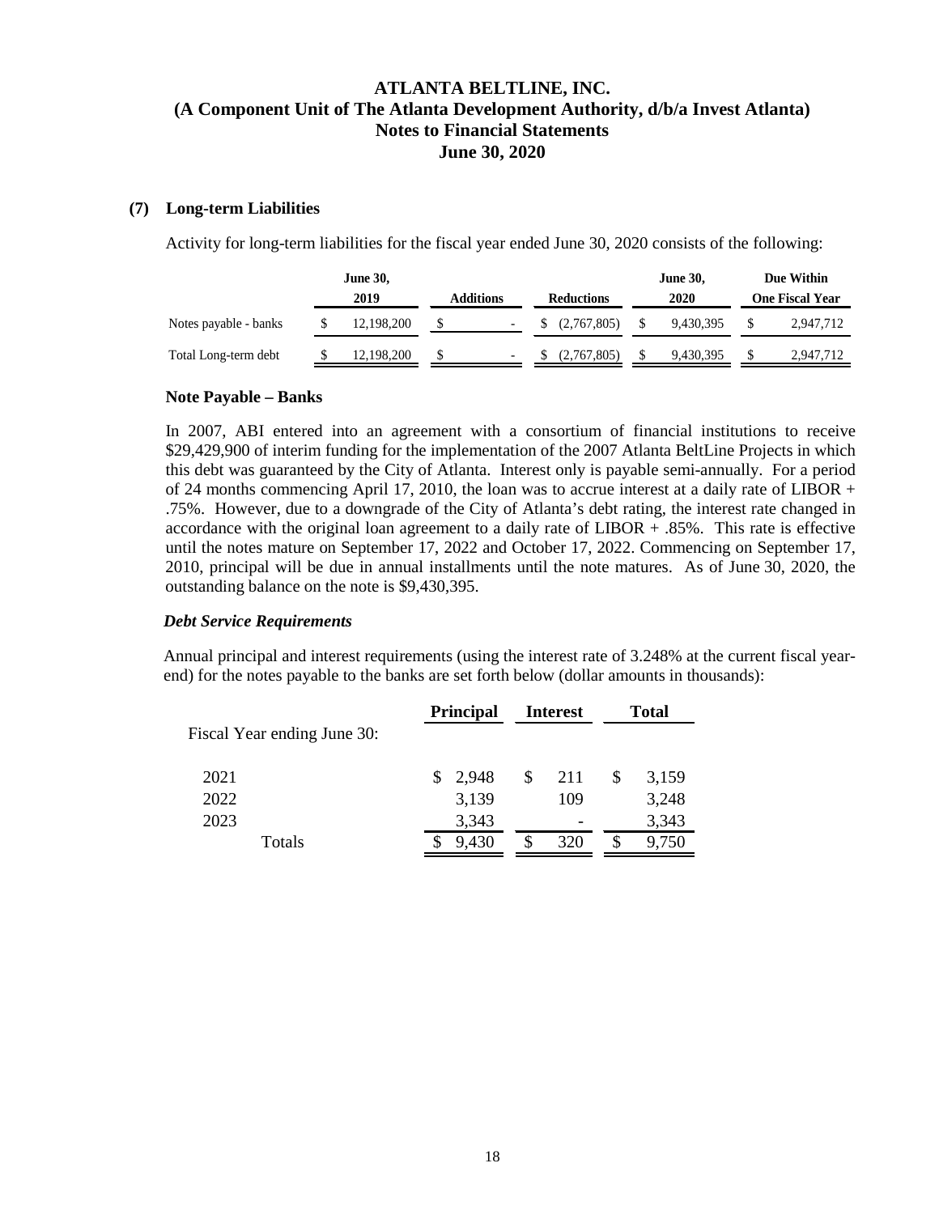# ATLANTA BELTLINE, INC.
## (A Component Unit of The Atlanta Development Authority, d/b/a Invest Atlanta)
## Notes to Financial Statements
## June 30, 2020

### (7) Long-term Liabilities

Activity for long-term liabilities for the fiscal year ended June 30, 2020 consists of the following:

| | June 30, 2019 | Additions | Reductions | June 30, 2020 | Due Within One Fiscal Year |
|---|---|---|---|---|---|
| Notes payable - banks | $ 12,198,200 | $ - | $ (2,767,805) | $ 9,430,395 | $ 2,947,712 |
| Total Long-term debt | $ 12,198,200 | $ - | $ (2,767,805) | $ 9,430,395 | $ 2,947,712 |

#### Note Payable – Banks

In 2007, ABI entered into an agreement with a consortium of financial institutions to receive \$29,429,900 of interim funding for the implementation of the 2007 Atlanta BeltLine Projects in which this debt was guaranteed by the City of Atlanta. Interest only is payable semi-annually. For a period of 24 months commencing April 17, 2010, the loan was to accrue interest at a daily rate of LIBOR + .75%. However, due to a downgrade of the City of Atlanta's debt rating, the interest rate changed in accordance with the original loan agreement to a daily rate of LIBOR + .85%. This rate is effective until the notes mature on September 17, 2022 and October 17, 2022. Commencing on September 17, 2010, principal will be due in annual installments until the note matures. As of June 30, 2020, the outstanding balance on the note is \$9,430,395.

#### *Debt Service Requirements*

Annual principal and interest requirements (using the interest rate of 3.248% at the current fiscal year-end) for the notes payable to the banks are set forth below (dollar amounts in thousands):

| | Principal | Interest | Total |
|---|---|---|---|
| Fiscal Year ending June 30: | | | |
| 2021 | $ 2,948 | $ 211 | $ 3,159 |
| 2022 | 3,139 | 109 | 3,248 |
| 2023 | 3,343 | - | 3,343 |
| Totals | $ 9,430 | $ 320 | $ 9,750 |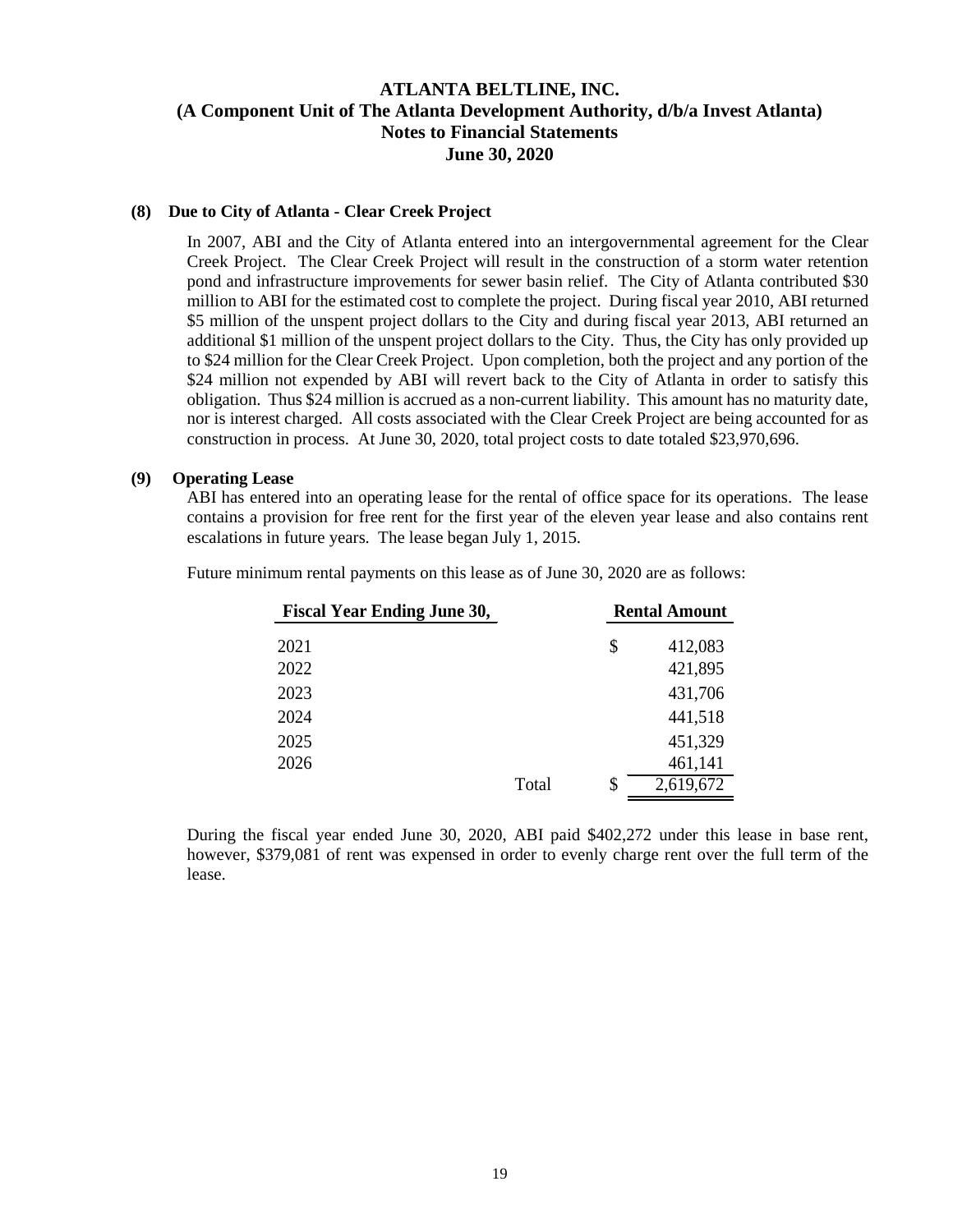# ATLANTA BELTLINE, INC.
## (A Component Unit of The Atlanta Development Authority, d/b/a Invest Atlanta)
## Notes to Financial Statements
## June 30, 2020

### (8) Due to City of Atlanta - Clear Creek Project

In 2007, ABI and the City of Atlanta entered into an intergovernmental agreement for the Clear Creek Project. The Clear Creek Project will result in the construction of a storm water retention pond and infrastructure improvements for sewer basin relief. The City of Atlanta contributed $30 million to ABI for the estimated cost to complete the project. During fiscal year 2010, ABI returned $5 million of the unspent project dollars to the City and during fiscal year 2013, ABI returned an additional $1 million of the unspent project dollars to the City. Thus, the City has only provided up to $24 million for the Clear Creek Project. Upon completion, both the project and any portion of the $24 million not expended by ABI will revert back to the City of Atlanta in order to satisfy this obligation. Thus $24 million is accrued as a non-current liability. This amount has no maturity date, nor is interest charged. All costs associated with the Clear Creek Project are being accounted for as construction in process. At June 30, 2020, total project costs to date totaled $23,970,696.

### (9) Operating Lease

ABI has entered into an operating lease for the rental of office space for its operations. The lease contains a provision for free rent for the first year of the eleven year lease and also contains rent escalations in future years. The lease began July 1, 2015.

Future minimum rental payments on this lease as of June 30, 2020 are as follows:

| Fiscal Year Ending June 30, | | Rental Amount |
|---|---|---|
| 2021 | | $ 412,083 |
| 2022 | | 421,895 |
| 2023 | | 431,706 |
| 2024 | | 441,518 |
| 2025 | | 451,329 |
| 2026 | | 461,141 |
| | Total | $ 2,619,672 |

During the fiscal year ended June 30, 2020, ABI paid $402,272 under this lease in base rent, however, $379,081 of rent was expensed in order to evenly charge rent over the full term of the lease.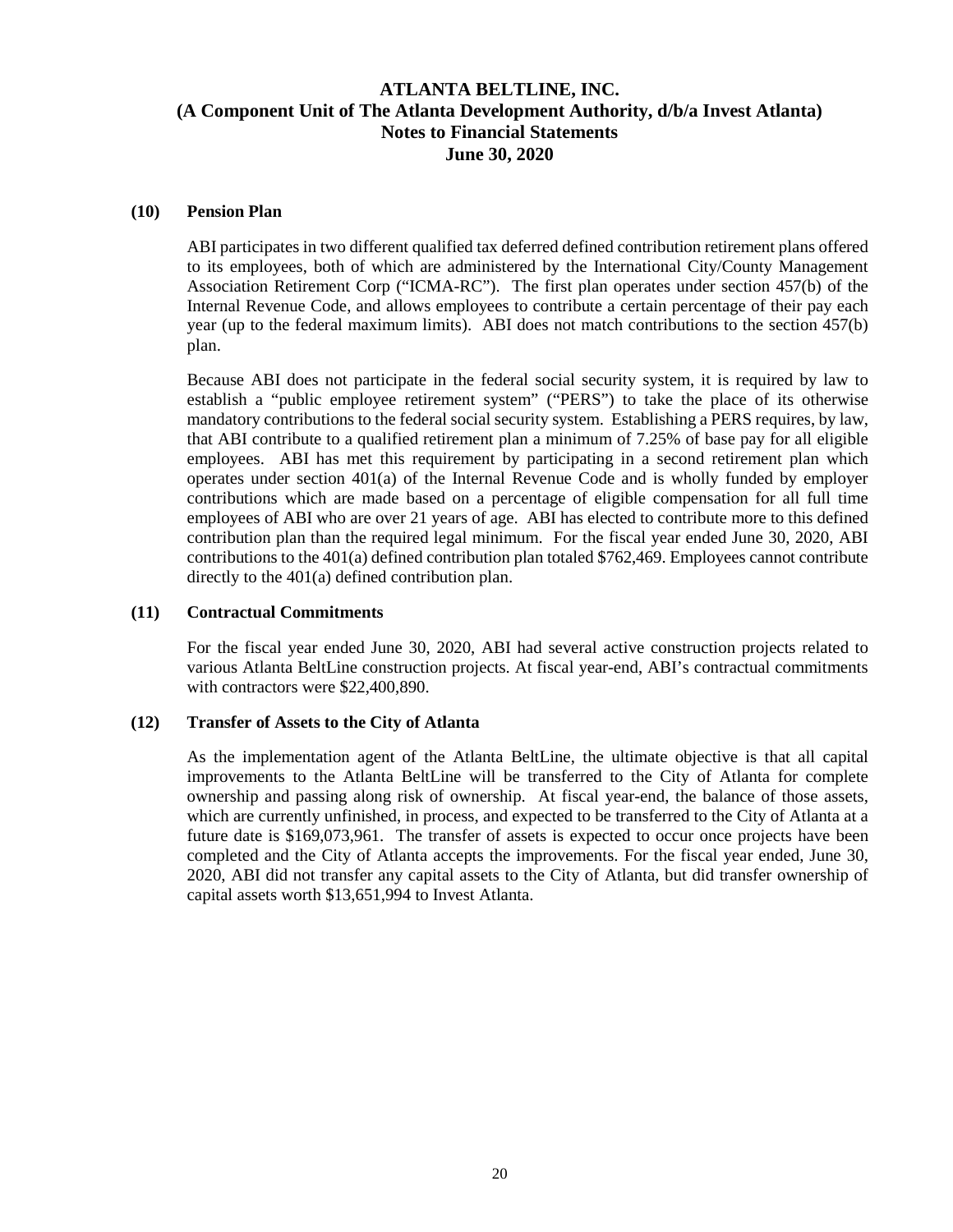# ATLANTA BELTLINE, INC.
# (A Component Unit of The Atlanta Development Authority, d/b/a Invest Atlanta)
# Notes to Financial Statements
# June 30, 2020

## (10) Pension Plan

ABI participates in two different qualified tax deferred defined contribution retirement plans offered to its employees, both of which are administered by the International City/County Management Association Retirement Corp ("ICMA-RC"). The first plan operates under section 457(b) of the Internal Revenue Code, and allows employees to contribute a certain percentage of their pay each year (up to the federal maximum limits). ABI does not match contributions to the section 457(b) plan.

Because ABI does not participate in the federal social security system, it is required by law to establish a "public employee retirement system" ("PERS") to take the place of its otherwise mandatory contributions to the federal social security system. Establishing a PERS requires, by law, that ABI contribute to a qualified retirement plan a minimum of 7.25% of base pay for all eligible employees. ABI has met this requirement by participating in a second retirement plan which operates under section 401(a) of the Internal Revenue Code and is wholly funded by employer contributions which are made based on a percentage of eligible compensation for all full time employees of ABI who are over 21 years of age. ABI has elected to contribute more to this defined contribution plan than the required legal minimum. For the fiscal year ended June 30, 2020, ABI contributions to the 401(a) defined contribution plan totaled $762,469. Employees cannot contribute directly to the 401(a) defined contribution plan.

## (11) Contractual Commitments

For the fiscal year ended June 30, 2020, ABI had several active construction projects related to various Atlanta BeltLine construction projects. At fiscal year-end, ABI's contractual commitments with contractors were $22,400,890.

## (12) Transfer of Assets to the City of Atlanta

As the implementation agent of the Atlanta BeltLine, the ultimate objective is that all capital improvements to the Atlanta BeltLine will be transferred to the City of Atlanta for complete ownership and passing along risk of ownership. At fiscal year-end, the balance of those assets, which are currently unfinished, in process, and expected to be transferred to the City of Atlanta at a future date is $169,073,961. The transfer of assets is expected to occur once projects have been completed and the City of Atlanta accepts the improvements. For the fiscal year ended, June 30, 2020, ABI did not transfer any capital assets to the City of Atlanta, but did transfer ownership of capital assets worth $13,651,994 to Invest Atlanta.